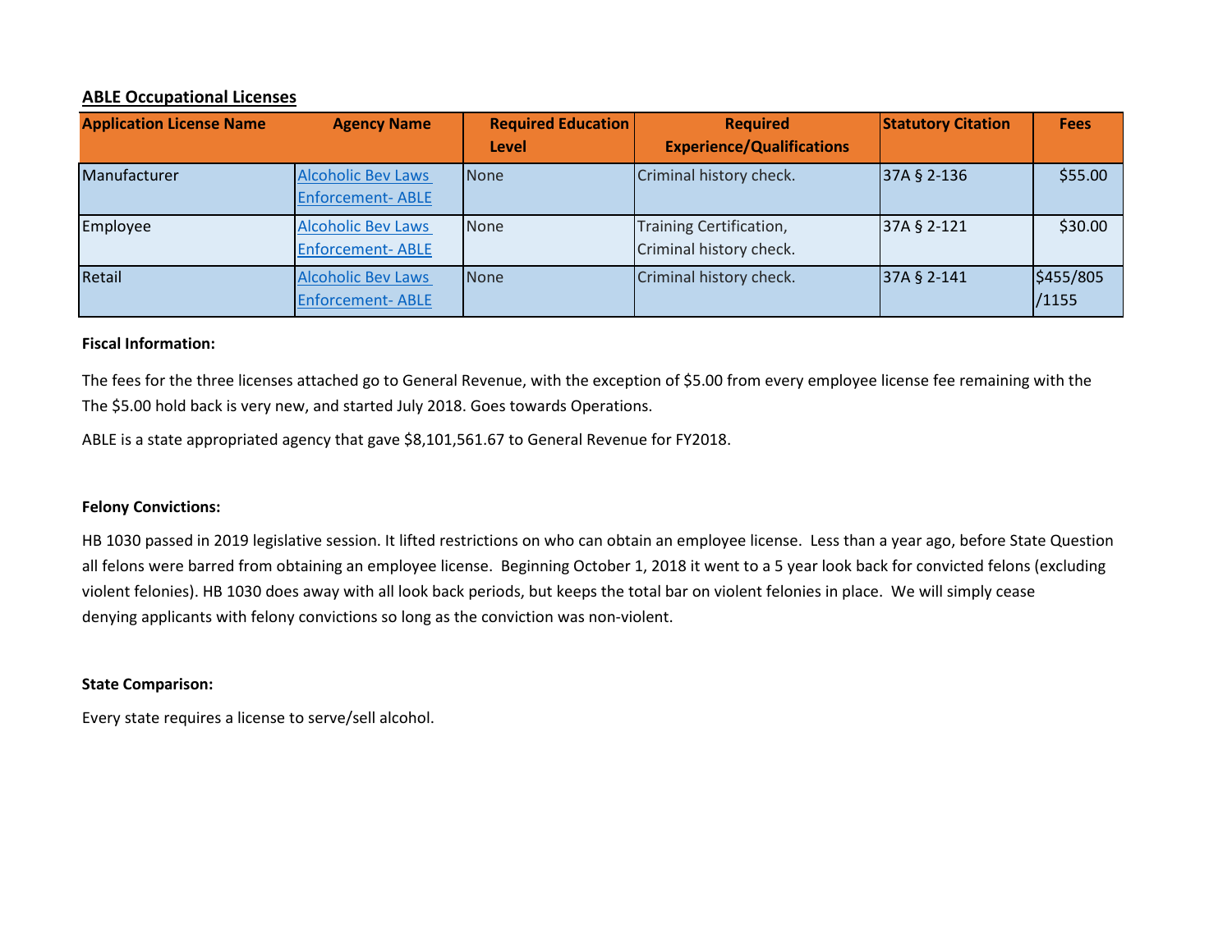**ABLE Occupational Licenses**

| Application License Name | Agency Name | Required Education Level | Required Experience/Qualifications | Statutory Citation | Fees |
|---|---|---|---|---|---|
| Manufacturer | Alcoholic Bev Laws Enforcement- ABLE | None | Criminal history check. | 37A § 2-136 | $55.00 |
| Employee | Alcoholic Bev Laws Enforcement- ABLE | None | Training Certification, Criminal history check. | 37A § 2-121 | $30.00 |
| Retail | Alcoholic Bev Laws Enforcement- ABLE | None | Criminal history check. | 37A § 2-141 | $455/805/1155 |

**Fiscal Information:**

The fees for the three licenses attached go to General Revenue, with the exception of $5.00 from every employee license fee remaining with the The $5.00 hold back is very new, and started July 2018. Goes towards Operations.

ABLE is a state appropriated agency that gave $8,101,561.67 to General Revenue for FY2018.

**Felony Convictions:**

HB 1030 passed in 2019 legislative session. It lifted restrictions on who can obtain an employee license. Less than a year ago, before State Question all felons were barred from obtaining an employee license. Beginning October 1, 2018 it went to a 5 year look back for convicted felons (excluding violent felonies). HB 1030 does away with all look back periods, but keeps the total bar on violent felonies in place. We will simply cease denying applicants with felony convictions so long as the conviction was non-violent.

**State Comparison:**

Every state requires a license to serve/sell alcohol.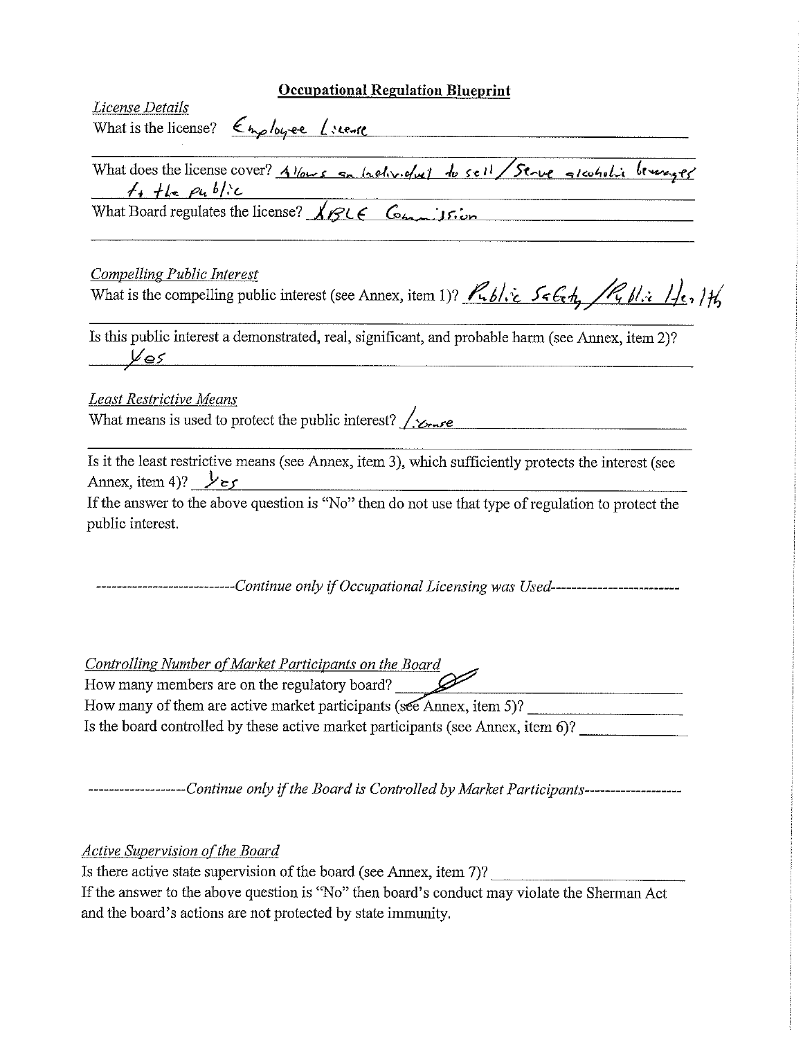# Occupational Regulation Blueprint

*License Details*

What is the license? Employee License

What does the license cover? Allows an individual to sell/Serve alcoholic beverages to the public

What Board regulates the license? ABLE Commission

*Compelling Public Interest*

What is the compelling public interest (see Annex, item 1)? Public Safety/Public Health

Is this public interest a demonstrated, real, significant, and probable harm (see Annex, item 2)? Yes

*Least Restrictive Means*

What means is used to protect the public interest? License

Is it the least restrictive means (see Annex, item 3), which sufficiently protects the interest (see Annex, item 4)? Yes

If the answer to the above question is "No" then do not use that type of regulation to protect the public interest.

---------------------------*Continue only if Occupational Licensing was Used*-------------------------

*Controlling Number of Market Participants on the Board*

How many members are on the regulatory board? Ø

How many of them are active market participants (see Annex, item 5)? ______

Is the board controlled by these active market participants (see Annex, item 6)? ______

-------------------*Continue only if the Board is Controlled by Market Participants*-------------------

*Active Supervision of the Board*

Is there active state supervision of the board (see Annex, item 7)? ______

If the answer to the above question is "No" then board's conduct may violate the Sherman Act and the board's actions are not protected by state immunity.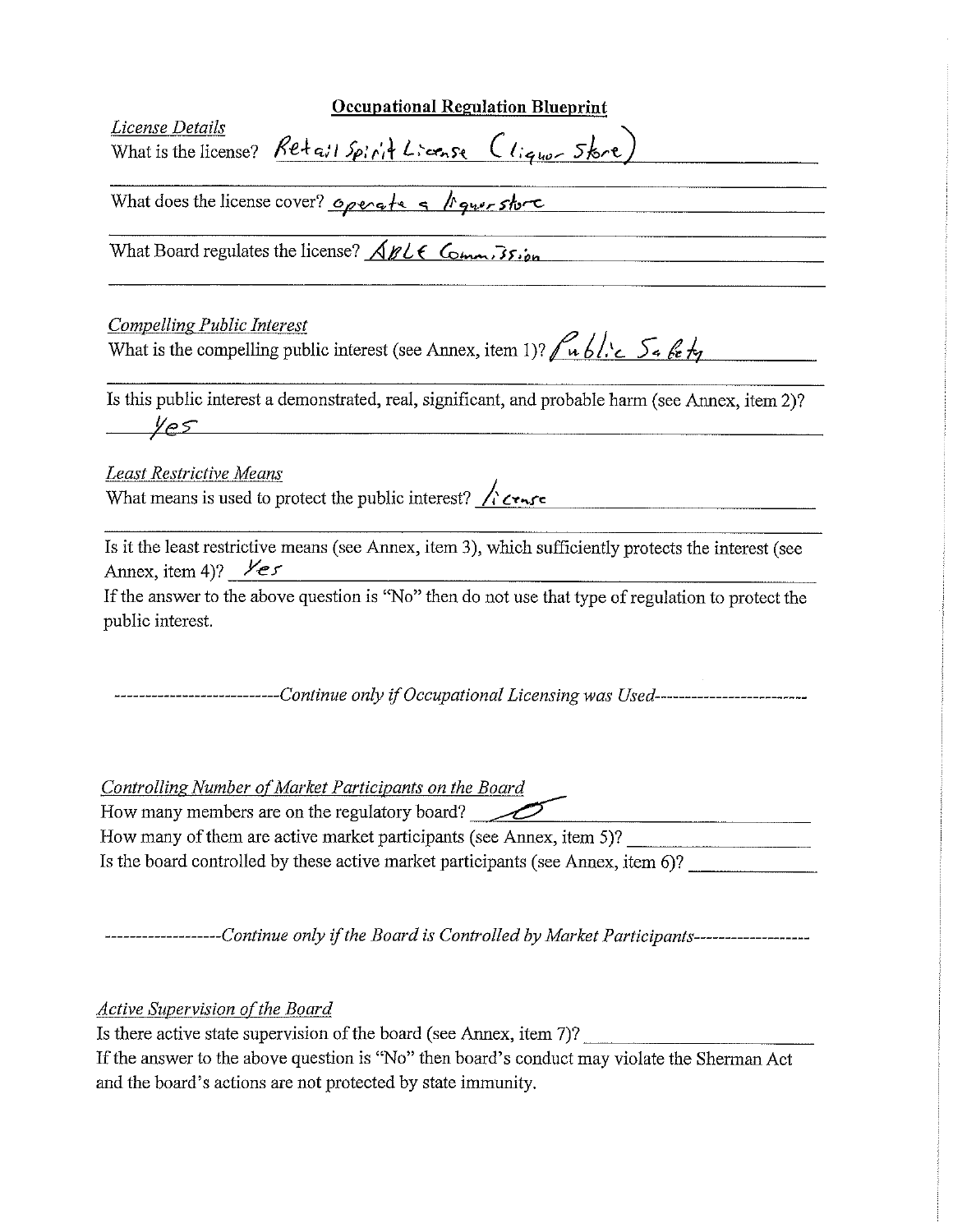## Occupational Regulation Blueprint

*License Details*

What is the license? Retail Spirit License (Liquor Store)

What does the license cover? operate a liquor store

What Board regulates the license? ABLE Commission

*Compelling Public Interest*

What is the compelling public interest (see Annex, item 1)? Public Safety

Is this public interest a demonstrated, real, significant, and probable harm (see Annex, item 2)?
Yes

*Least Restrictive Means*

What means is used to protect the public interest? license

Is it the least restrictive means (see Annex, item 3), which sufficiently protects the interest (see Annex, item 4)? Yes

If the answer to the above question is "No" then do not use that type of regulation to protect the public interest.

---------------------------*Continue only if Occupational Licensing was Used*-------------------------

*Controlling Number of Market Participants on the Board*

How many members are on the regulatory board? ~~~~

How many of them are active market participants (see Annex, item 5)? \_\_\_\_\_\_\_\_

Is the board controlled by these active market participants (see Annex, item 6)? \_\_\_\_\_\_\_\_

-------------------*Continue only if the Board is Controlled by Market Participants*-------------------

*Active Supervision of the Board*

Is there active state supervision of the board (see Annex, item 7)? \_\_\_\_\_\_\_\_

If the answer to the above question is "No" then board's conduct may violate the Sherman Act and the board's actions are not protected by state immunity.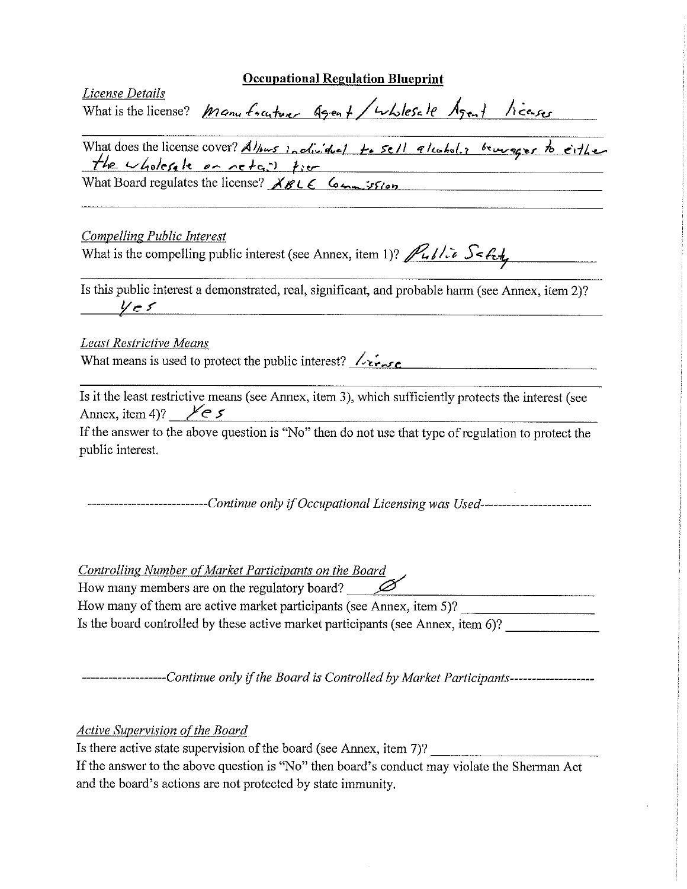## Occupational Regulation Blueprint

*License Details*

What is the license? Manufacturer Agent / Wholesale Agent licenses

What does the license cover? Allows individual to sell alcoholic beverages to either the wholesale or retail tier

What Board regulates the license? ABLE Commission

*Compelling Public Interest*

What is the compelling public interest (see Annex, item 1)? Public Safety

Is this public interest a demonstrated, real, significant, and probable harm (see Annex, item 2)?
Yes

*Least Restrictive Means*

What means is used to protect the public interest? license

Is it the least restrictive means (see Annex, item 3), which sufficiently protects the interest (see Annex, item 4)? Yes

If the answer to the above question is "No" then do not use that type of regulation to protect the public interest.

---------------------------*Continue only if Occupational Licensing was Used*------------------------

*Controlling Number of Market Participants on the Board*

How many members are on the regulatory board? Ø

How many of them are active market participants (see Annex, item 5)? \_\_\_\_\_\_\_\_\_\_

Is the board controlled by these active market participants (see Annex, item 6)? \_\_\_\_\_\_\_\_\_\_

------------------*Continue only if the Board is Controlled by Market Participants*------------------

*Active Supervision of the Board*

Is there active state supervision of the board (see Annex, item 7)? \_\_\_\_\_\_\_\_\_\_

If the answer to the above question is "No" then board's conduct may violate the Sherman Act and the board's actions are not protected by state immunity.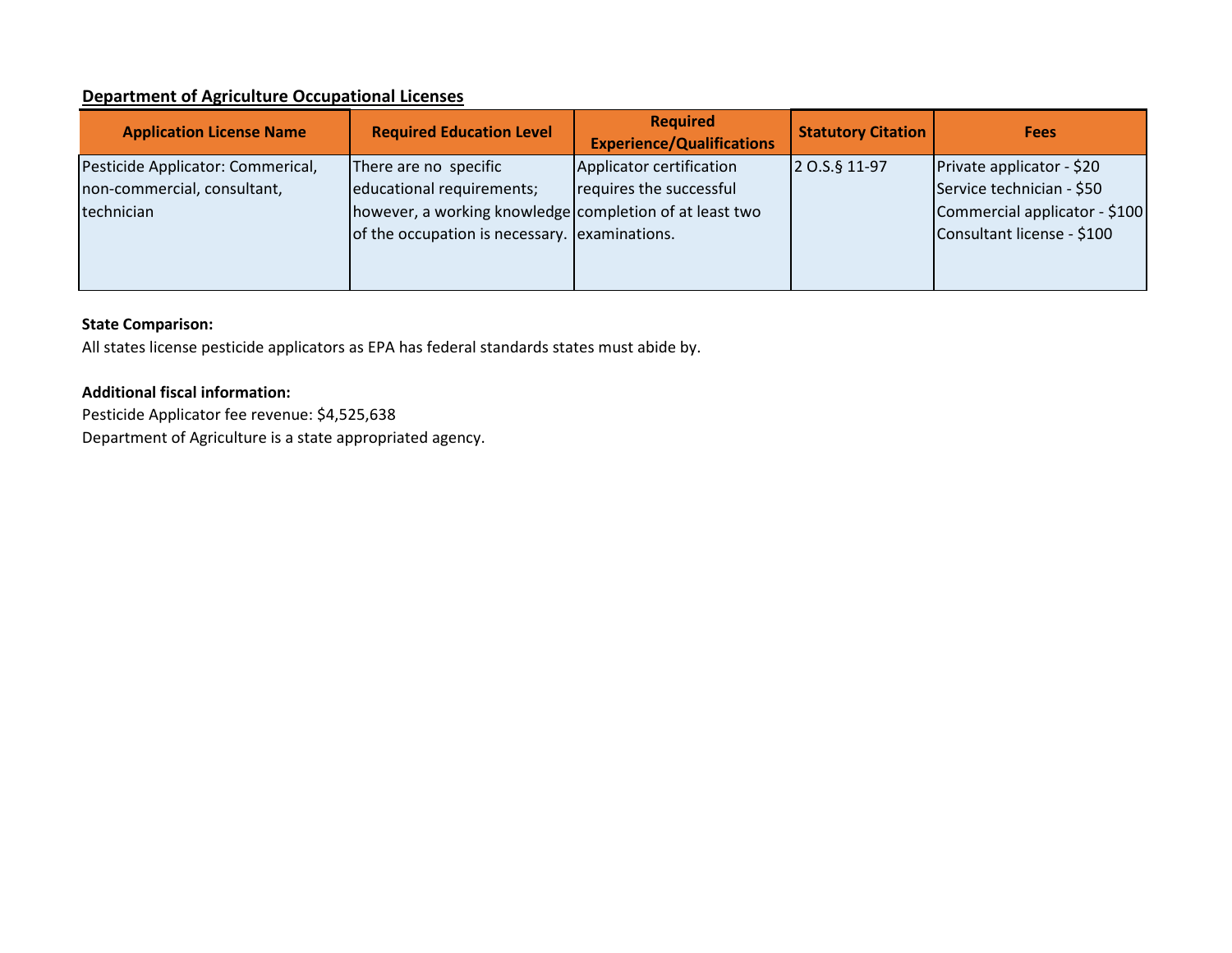**Department of Agriculture Occupational Licenses**

| Application License Name | Required Education Level | Required Experience/Qualifications | Statutory Citation | Fees |
|---|---|---|---|---|
| Pesticide Applicator: Commerical, non-commercial, consultant, technician | There are no specific educational requirements; however, a working knowledge of the occupation is necessary. | Applicator certification requires the successful completion of at least two examinations. | 2 O.S.§ 11-97 | Private applicator - $20<br>Service technician - $50<br>Commercial applicator - $100<br>Consultant license - $100 |

**State Comparison:**

All states license pesticide applicators as EPA has federal standards states must abide by.

**Additional fiscal information:**

Pesticide Applicator fee revenue: $4,525,638

Department of Agriculture is a state appropriated agency.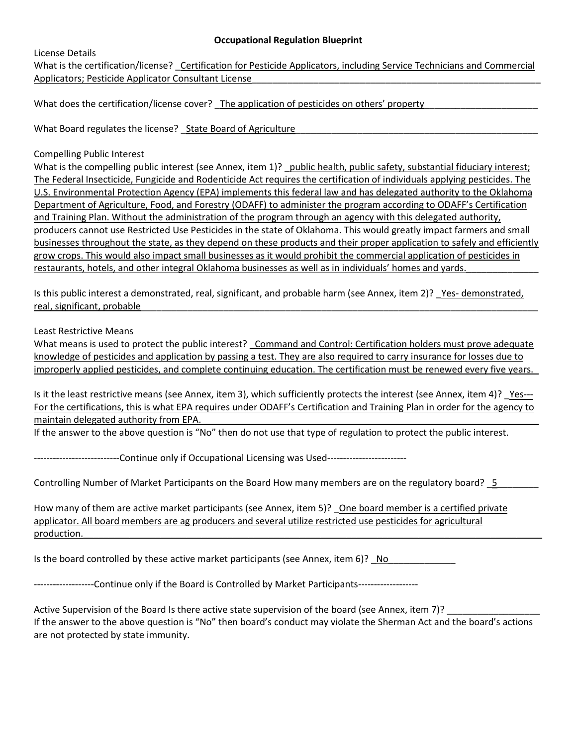## Occupational Regulation Blueprint

License Details

What is the certification/license? Certification for Pesticide Applicators, including Service Technicians and Commercial Applicators; Pesticide Applicator Consultant License

What does the certification/license cover? The application of pesticides on others' property

What Board regulates the license? State Board of Agriculture

Compelling Public Interest

What is the compelling public interest (see Annex, item 1)? public health, public safety, substantial fiduciary interest; The Federal Insecticide, Fungicide and Rodenticide Act requires the certification of individuals applying pesticides. The U.S. Environmental Protection Agency (EPA) implements this federal law and has delegated authority to the Oklahoma Department of Agriculture, Food, and Forestry (ODAFF) to administer the program according to ODAFF's Certification and Training Plan. Without the administration of the program through an agency with this delegated authority, producers cannot use Restricted Use Pesticides in the state of Oklahoma. This would greatly impact farmers and small businesses throughout the state, as they depend on these products and their proper application to safely and efficiently grow crops. This would also impact small businesses as it would prohibit the commercial application of pesticides in restaurants, hotels, and other integral Oklahoma businesses as well as in individuals' homes and yards.

Is this public interest a demonstrated, real, significant, and probable harm (see Annex, item 2)? Yes- demonstrated, real, significant, probable

Least Restrictive Means

What means is used to protect the public interest? Command and Control: Certification holders must prove adequate knowledge of pesticides and application by passing a test. They are also required to carry insurance for losses due to improperly applied pesticides, and complete continuing education. The certification must be renewed every five years.

Is it the least restrictive means (see Annex, item 3), which sufficiently protects the interest (see Annex, item 4)? Yes--- For the certifications, this is what EPA requires under ODAFF's Certification and Training Plan in order for the agency to maintain delegated authority from EPA.

If the answer to the above question is "No" then do not use that type of regulation to protect the public interest.

---------------------------Continue only if Occupational Licensing was Used-------------------------

Controlling Number of Market Participants on the Board How many members are on the regulatory board? 5

How many of them are active market participants (see Annex, item 5)? One board member is a certified private applicator. All board members are ag producers and several utilize restricted use pesticides for agricultural production.

Is the board controlled by these active market participants (see Annex, item 6)? No

-------------------Continue only if the Board is Controlled by Market Participants-------------------

Active Supervision of the Board Is there active state supervision of the board (see Annex, item 7)? __________________

If the answer to the above question is "No" then board's conduct may violate the Sherman Act and the board's actions are not protected by state immunity.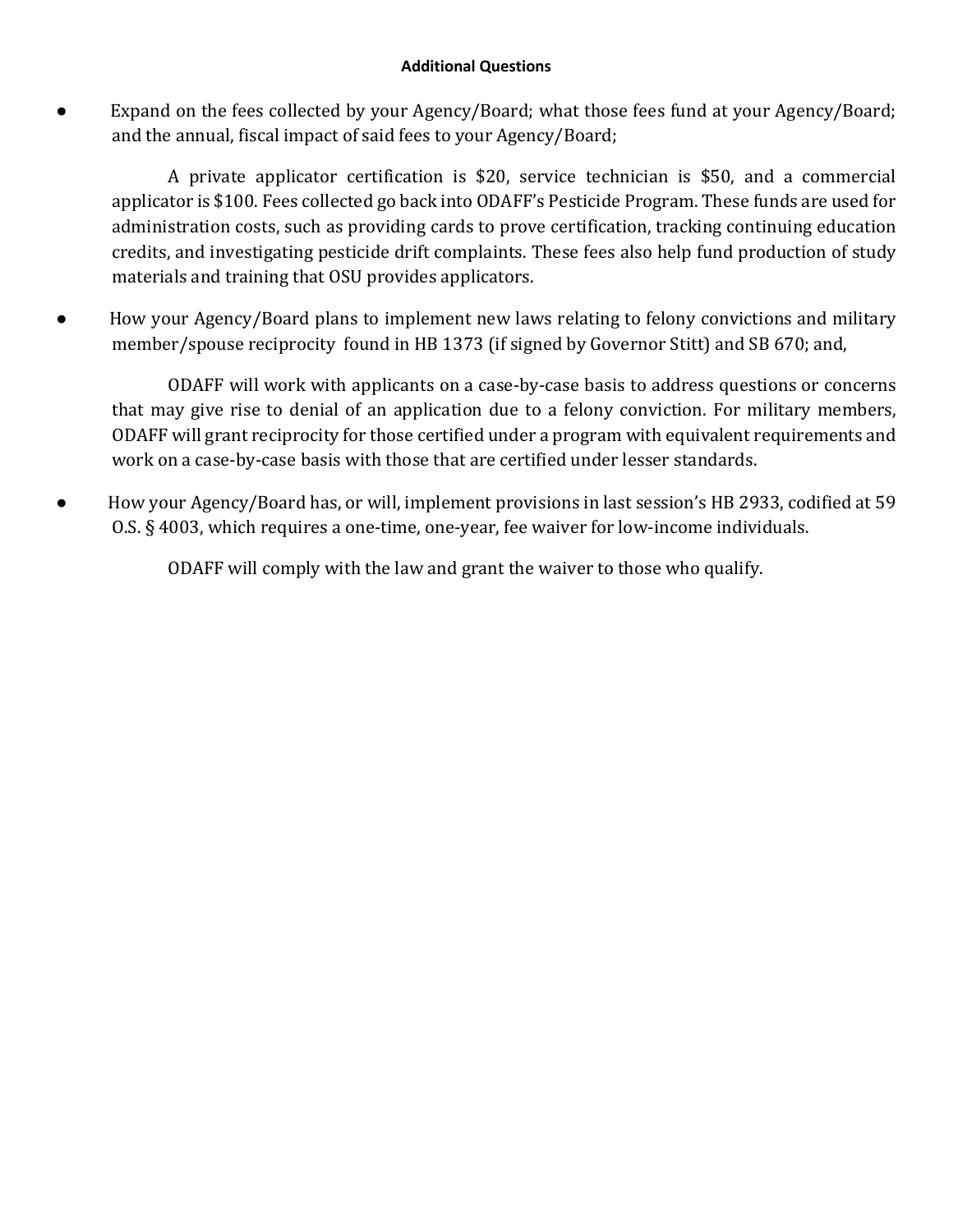**Additional Questions**

- Expand on the fees collected by your Agency/Board; what those fees fund at your Agency/Board; and the annual, fiscal impact of said fees to your Agency/Board;

  A private applicator certification is $20, service technician is $50, and a commercial applicator is $100. Fees collected go back into ODAFF's Pesticide Program. These funds are used for administration costs, such as providing cards to prove certification, tracking continuing education credits, and investigating pesticide drift complaints. These fees also help fund production of study materials and training that OSU provides applicators.

- How your Agency/Board plans to implement new laws relating to felony convictions and military member/spouse reciprocity found in HB 1373 (if signed by Governor Stitt) and SB 670; and,

  ODAFF will work with applicants on a case-by-case basis to address questions or concerns that may give rise to denial of an application due to a felony conviction. For military members, ODAFF will grant reciprocity for those certified under a program with equivalent requirements and work on a case-by-case basis with those that are certified under lesser standards.

- How your Agency/Board has, or will, implement provisions in last session's HB 2933, codified at 59 O.S. § 4003, which requires a one-time, one-year, fee waiver for low-income individuals.

  ODAFF will comply with the law and grant the waiver to those who qualify.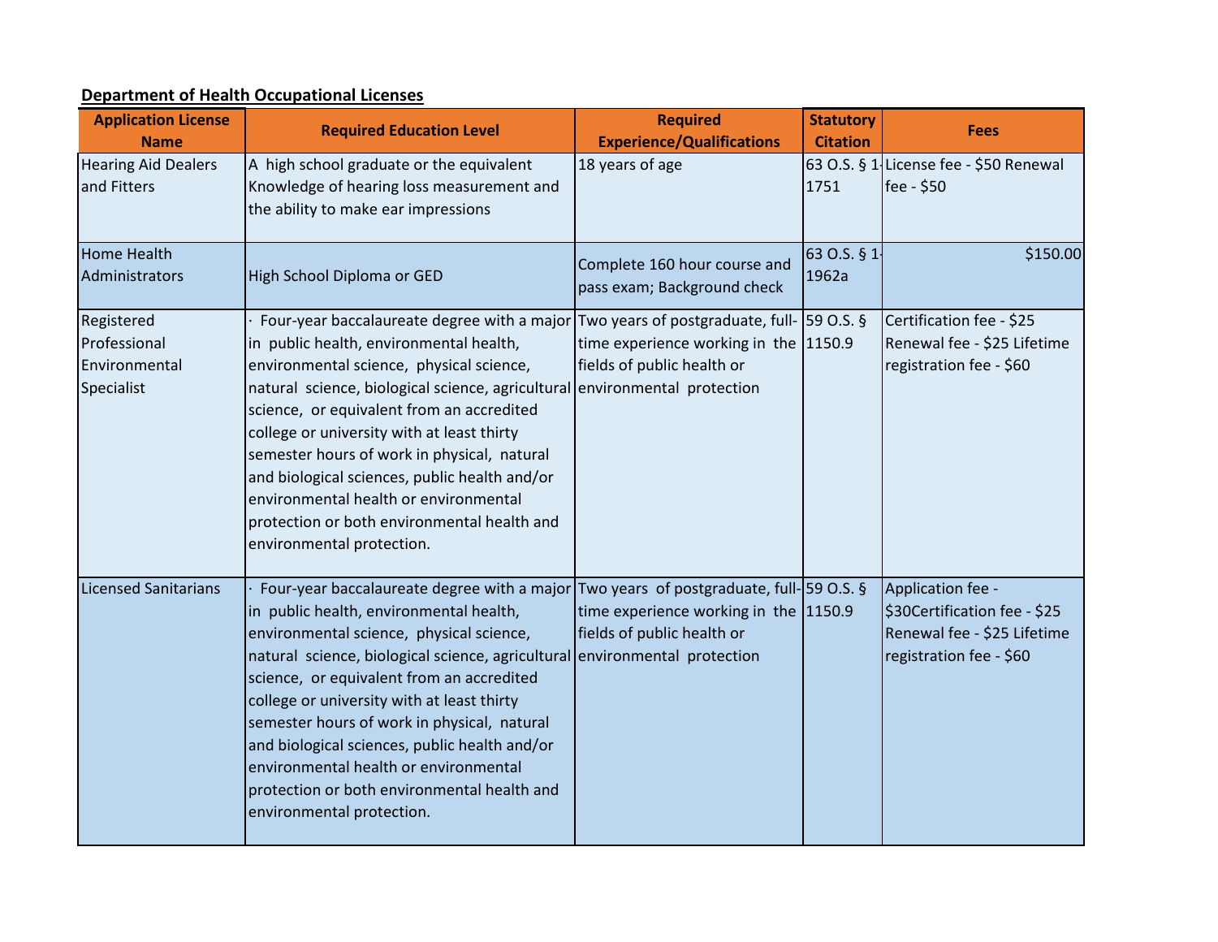**Department of Health Occupational Licenses**

| Application License Name | Required Education Level | Required Experience/Qualifications | Statutory Citation | Fees |
|---|---|---|---|---|
| Hearing Aid Dealers and Fitters | A high school graduate or the equivalent Knowledge of hearing loss measurement and the ability to make ear impressions | 18 years of age | 63 O.S. § 1-1751 | License fee - $50 Renewal fee - $50 |
| Home Health Administrators | High School Diploma or GED | Complete 160 hour course and pass exam; Background check | 63 O.S. § 1-1962a | $150.00 |
| Registered Professional Environmental Specialist | · Four-year baccalaureate degree with a major in public health, environmental health, environmental science, physical science, natural science, biological science, agricultural science, or equivalent from an accredited college or university with at least thirty semester hours of work in physical, natural and biological sciences, public health and/or environmental health or environmental protection or both environmental health and environmental protection. | Two years of postgraduate, full-time experience working in the fields of public health or environmental protection | 59 O.S. § 1150.9 | Certification fee - $25 Renewal fee - $25 Lifetime registration fee - $60 |
| Licensed Sanitarians | · Four-year baccalaureate degree with a major in public health, environmental health, environmental science, physical science, natural science, biological science, agricultural science, or equivalent from an accredited college or university with at least thirty semester hours of work in physical, natural and biological sciences, public health and/or environmental health or environmental protection or both environmental health and environmental protection. | Two years of postgraduate, full-time experience working in the fields of public health or environmental protection | 59 O.S. § 1150.9 | Application fee - $30Certification fee - $25 Renewal fee - $25 Lifetime registration fee - $60 |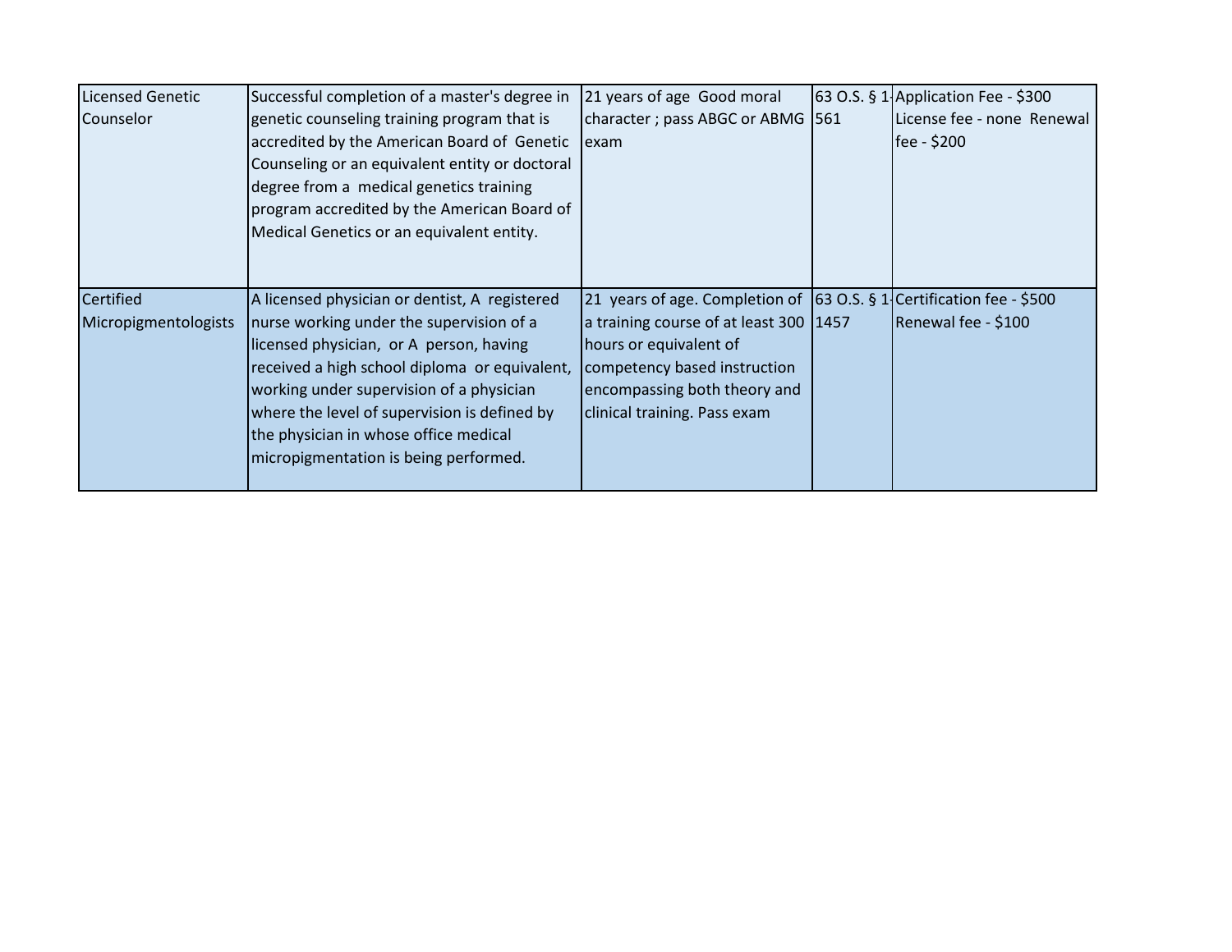| | | | | |
|---|---|---|---|---|
| Licensed Genetic Counselor | Successful completion of a master's degree in genetic counseling training program that is accredited by the American Board of Genetic Counseling or an equivalent entity or doctoral degree from a medical genetics training program accredited by the American Board of Medical Genetics or an equivalent entity. | 21 years of age Good moral character ; pass ABGC or ABMG exam | 63 O.S. § 1-561 | Application Fee - $300 License fee - none Renewal fee - $200 |
| Certified Micropigmentologists | A licensed physician or dentist, A registered nurse working under the supervision of a licensed physician, or A person, having received a high school diploma or equivalent, working under supervision of a physician where the level of supervision is defined by the physician in whose office medical micropigmentation is being performed. | 21 years of age. Completion of a training course of at least 300 hours or equivalent of competency based instruction encompassing both theory and clinical training. Pass exam | 63 O.S. § 1-1457 | Certification fee - $500 Renewal fee - $100 |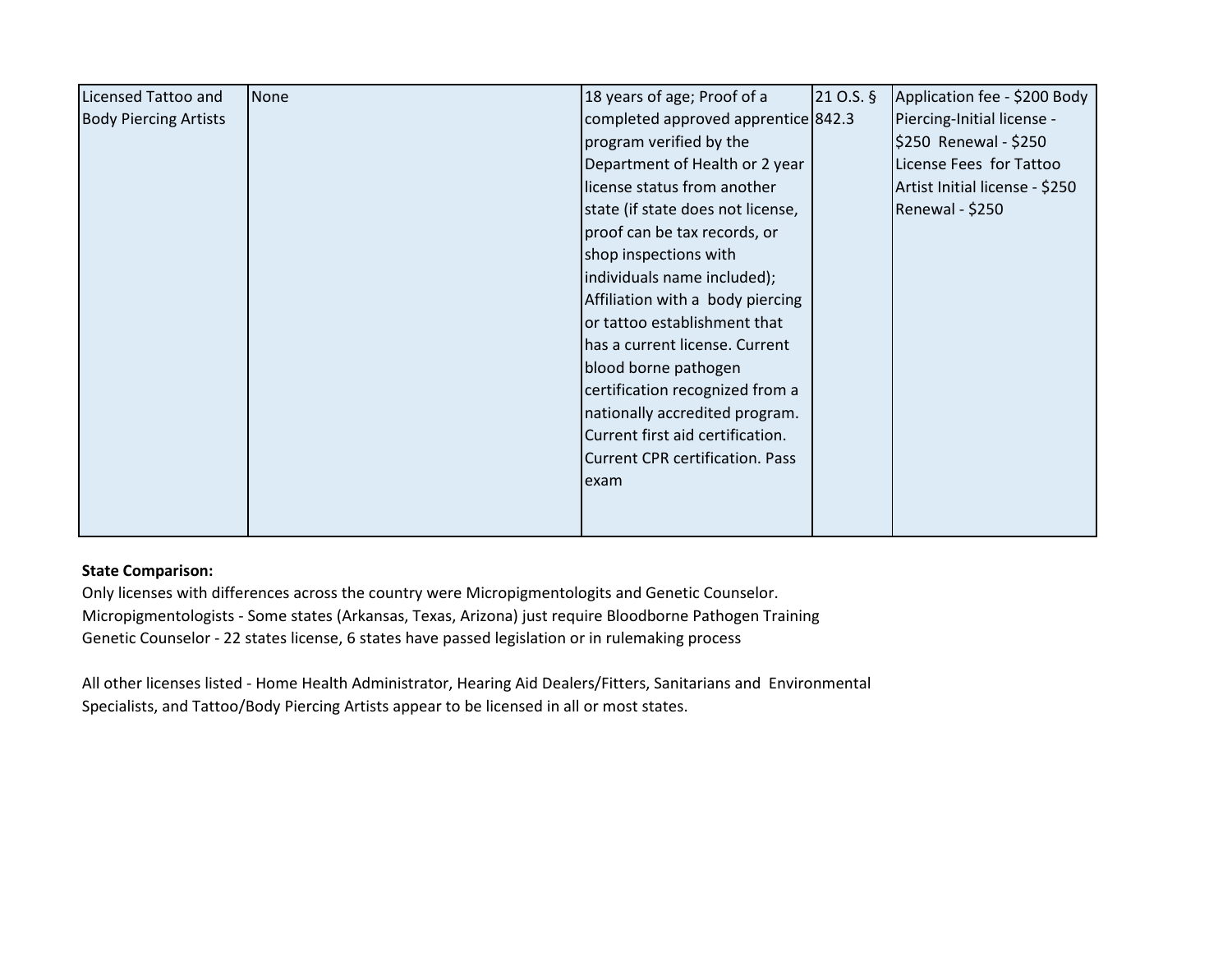| | | | | |
|---|---|---|---|---|
| Licensed Tattoo and Body Piercing Artists | None | 18 years of age; Proof of a completed approved apprentice program verified by the Department of Health or 2 year license status from another state (if state does not license, proof can be tax records, or shop inspections with individuals name included); Affiliation with a body piercing or tattoo establishment that has a current license. Current blood borne pathogen certification recognized from a nationally accredited program. Current first aid certification. Current CPR certification. Pass exam | 21 O.S. § 842.3 | Application fee - $200 Body Piercing-Initial license - $250 Renewal - $250 License Fees for Tattoo Artist Initial license - $250 Renewal - $250 |

**State Comparison:**

Only licenses with differences across the country were Micropigmentologits and Genetic Counselor.
Micropigmentologists - Some states (Arkansas, Texas, Arizona) just require Bloodborne Pathogen Training
Genetic Counselor - 22 states license, 6 states have passed legislation or in rulemaking process

All other licenses listed - Home Health Administrator, Hearing Aid Dealers/Fitters, Sanitarians and Environmental Specialists, and Tattoo/Body Piercing Artists appear to be licensed in all or most states.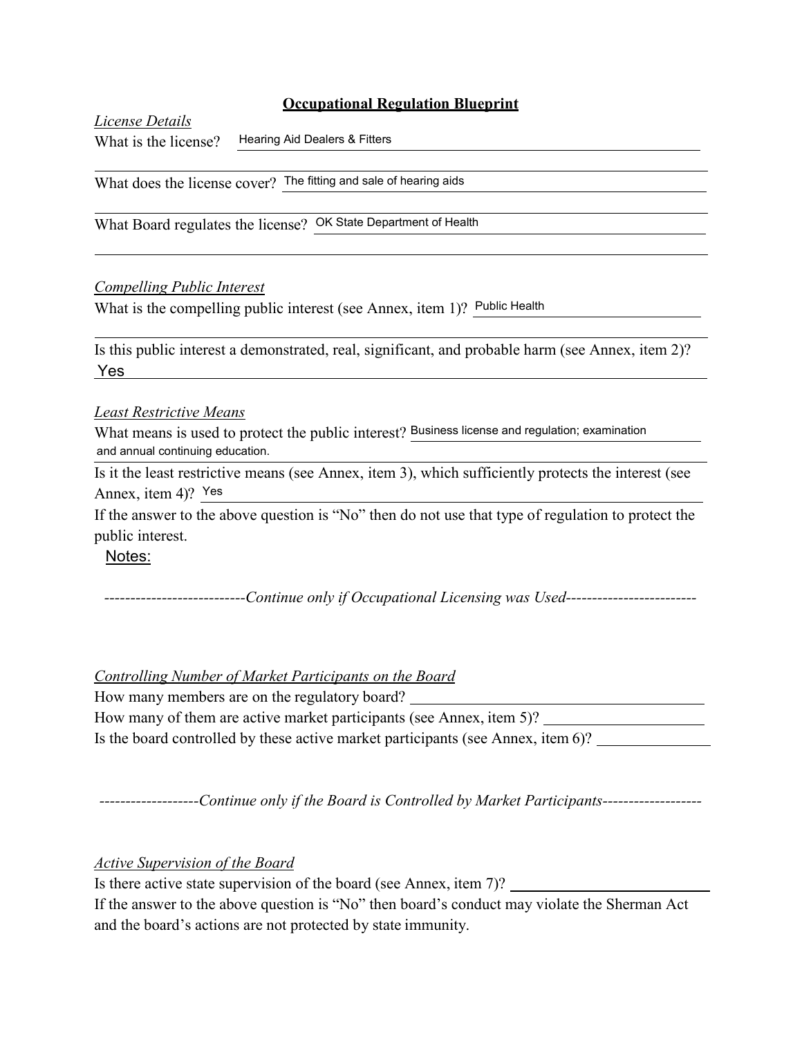## Occupational Regulation Blueprint

*License Details*

What is the license? Hearing Aid Dealers & Fitters

What does the license cover? The fitting and sale of hearing aids

What Board regulates the license? OK State Department of Health

*Compelling Public Interest*

What is the compelling public interest (see Annex, item 1)? Public Health

Is this public interest a demonstrated, real, significant, and probable harm (see Annex, item 2)? Yes

*Least Restrictive Means*

What means is used to protect the public interest? Business license and regulation; examination and annual continuing education.

Is it the least restrictive means (see Annex, item 3), which sufficiently protects the interest (see Annex, item 4)? Yes

If the answer to the above question is "No" then do not use that type of regulation to protect the public interest.

Notes:

---------------------------*Continue only if Occupational Licensing was Used*-------------------------

*Controlling Number of Market Participants on the Board*

How many members are on the regulatory board? ____________________

How many of them are active market participants (see Annex, item 5)? ____________________

Is the board controlled by these active market participants (see Annex, item 6)? ____________________

-------------------*Continue only if the Board is Controlled by Market Participants*-------------------

*Active Supervision of the Board*

Is there active state supervision of the board (see Annex, item 7)? ____________________

If the answer to the above question is "No" then board's conduct may violate the Sherman Act and the board's actions are not protected by state immunity.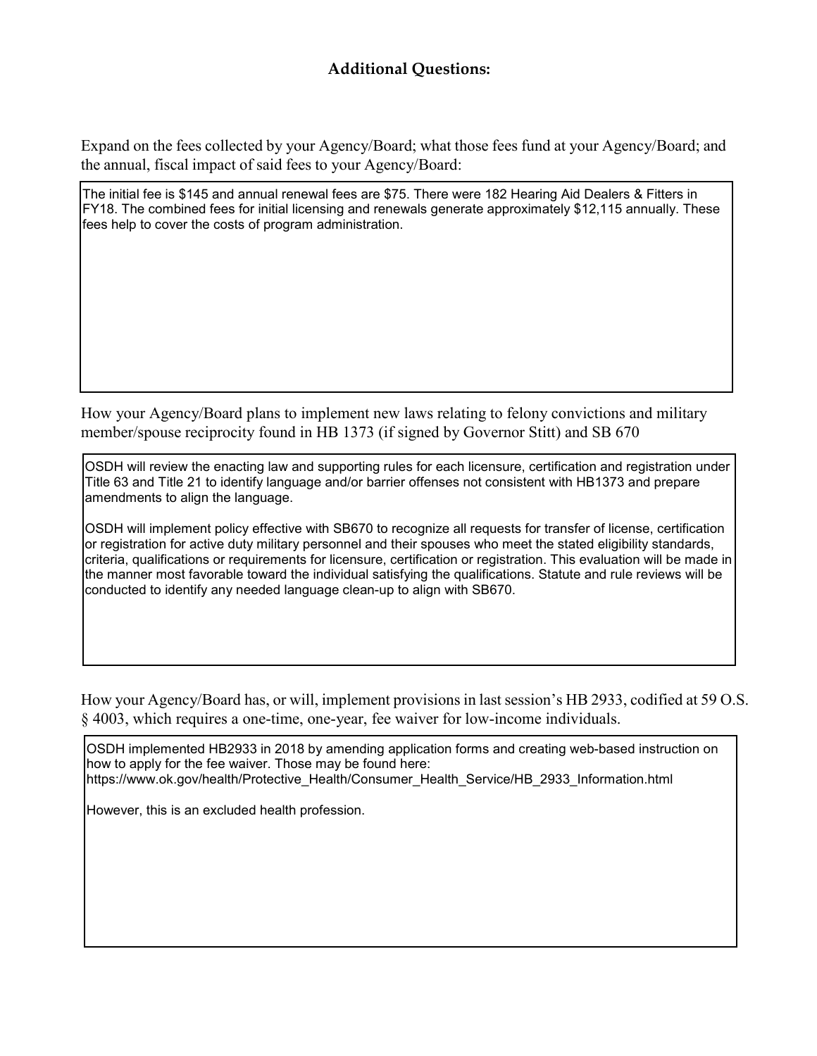## Additional Questions:

Expand on the fees collected by your Agency/Board; what those fees fund at your Agency/Board; and the annual, fiscal impact of said fees to your Agency/Board:

The initial fee is $145 and annual renewal fees are $75. There were 182 Hearing Aid Dealers & Fitters in FY18. The combined fees for initial licensing and renewals generate approximately $12,115 annually. These fees help to cover the costs of program administration.

How your Agency/Board plans to implement new laws relating to felony convictions and military member/spouse reciprocity found in HB 1373 (if signed by Governor Stitt) and SB 670

OSDH will review the enacting law and supporting rules for each licensure, certification and registration under Title 63 and Title 21 to identify language and/or barrier offenses not consistent with HB1373 and prepare amendments to align the language.

OSDH will implement policy effective with SB670 to recognize all requests for transfer of license, certification or registration for active duty military personnel and their spouses who meet the stated eligibility standards, criteria, qualifications or requirements for licensure, certification or registration. This evaluation will be made in the manner most favorable toward the individual satisfying the qualifications. Statute and rule reviews will be conducted to identify any needed language clean-up to align with SB670.

How your Agency/Board has, or will, implement provisions in last session's HB 2933, codified at 59 O.S. § 4003, which requires a one-time, one-year, fee waiver for low-income individuals.

OSDH implemented HB2933 in 2018 by amending application forms and creating web-based instruction on how to apply for the fee waiver. Those may be found here:
https://www.ok.gov/health/Protective_Health/Consumer_Health_Service/HB_2933_Information.html

However, this is an excluded health profession.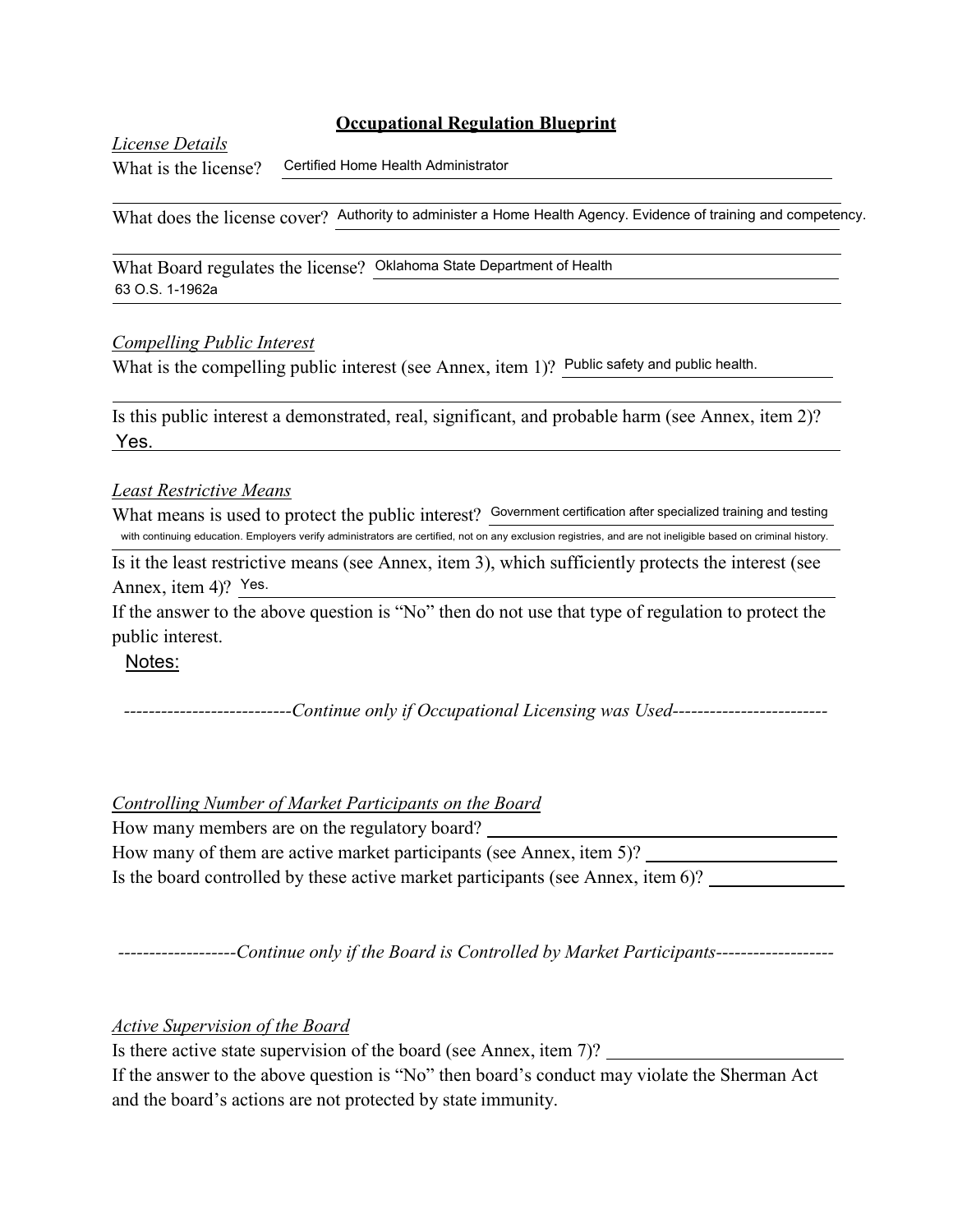# Occupational Regulation Blueprint

*License Details*

What is the license? Certified Home Health Administrator

What does the license cover? Authority to administer a Home Health Agency. Evidence of training and competency.

What Board regulates the license? Oklahoma State Department of Health
63 O.S. 1-1962a

*Compelling Public Interest*

What is the compelling public interest (see Annex, item 1)? Public safety and public health.

Is this public interest a demonstrated, real, significant, and probable harm (see Annex, item 2)?
Yes.

*Least Restrictive Means*

What means is used to protect the public interest? Government certification after specialized training and testing with continuing education. Employers verify administrators are certified, not on any exclusion registries, and are not ineligible based on criminal history.

Is it the least restrictive means (see Annex, item 3), which sufficiently protects the interest (see Annex, item 4)? Yes.

If the answer to the above question is "No" then do not use that type of regulation to protect the public interest.

Notes:

---------------------------*Continue only if Occupational Licensing was Used*-------------------------

*Controlling Number of Market Participants on the Board*

How many members are on the regulatory board? \_\_\_\_\_\_\_\_\_\_\_\_\_\_\_\_\_\_\_\_

How many of them are active market participants (see Annex, item 5)? \_\_\_\_\_\_\_\_\_\_\_\_\_\_\_\_\_\_\_\_

Is the board controlled by these active market participants (see Annex, item 6)? \_\_\_\_\_\_\_\_\_\_\_\_\_\_\_\_\_\_\_\_

-------------------*Continue only if the Board is Controlled by Market Participants*-------------------

*Active Supervision of the Board*

Is there active state supervision of the board (see Annex, item 7)? \_\_\_\_\_\_\_\_\_\_\_\_\_\_\_\_\_\_\_\_

If the answer to the above question is "No" then board's conduct may violate the Sherman Act and the board's actions are not protected by state immunity.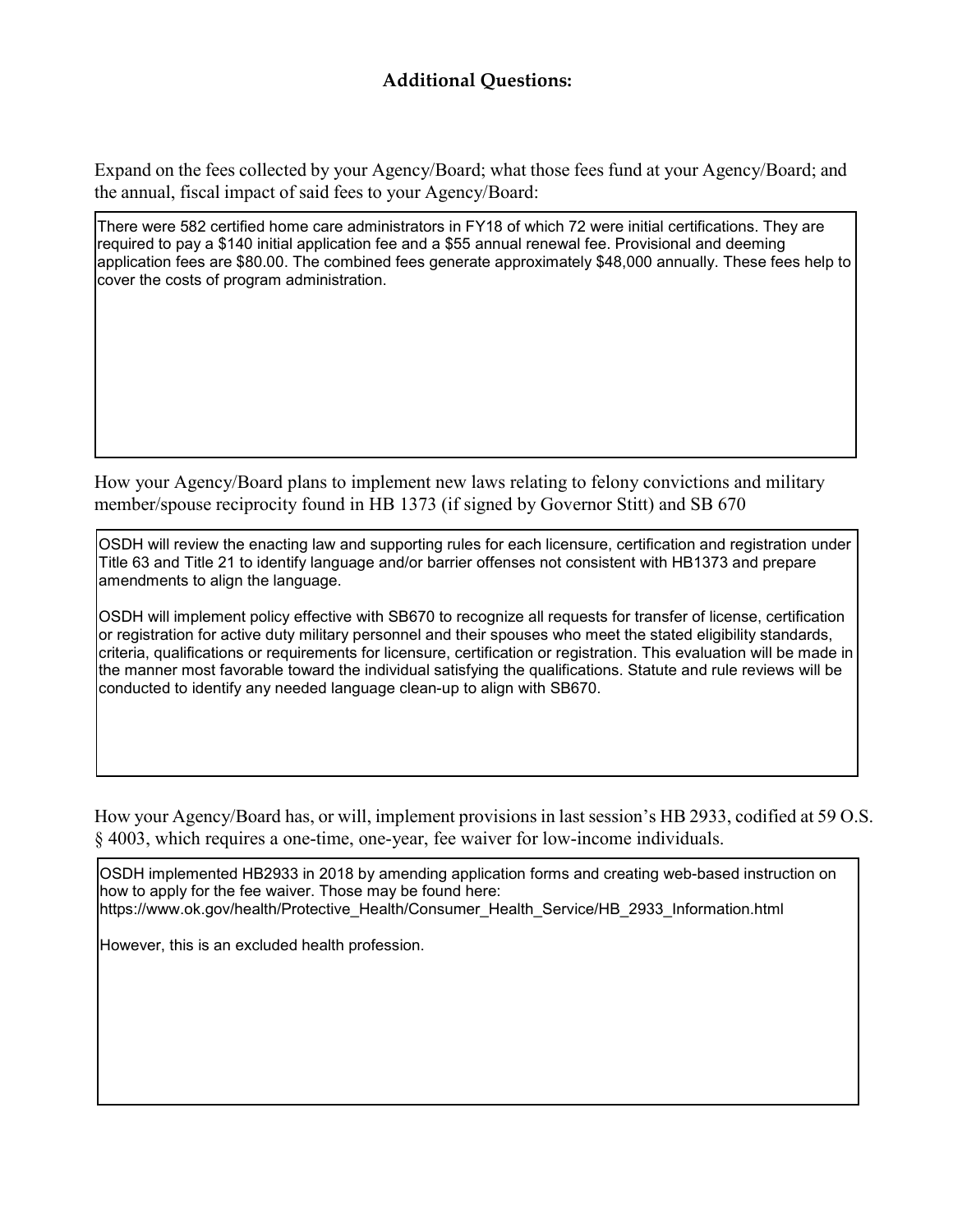## Additional Questions:

Expand on the fees collected by your Agency/Board; what those fees fund at your Agency/Board; and the annual, fiscal impact of said fees to your Agency/Board:

There were 582 certified home care administrators in FY18 of which 72 were initial certifications. They are required to pay a $140 initial application fee and a $55 annual renewal fee. Provisional and deeming application fees are $80.00. The combined fees generate approximately $48,000 annually. These fees help to cover the costs of program administration.

How your Agency/Board plans to implement new laws relating to felony convictions and military member/spouse reciprocity found in HB 1373 (if signed by Governor Stitt) and SB 670

OSDH will review the enacting law and supporting rules for each licensure, certification and registration under Title 63 and Title 21 to identify language and/or barrier offenses not consistent with HB1373 and prepare amendments to align the language.

OSDH will implement policy effective with SB670 to recognize all requests for transfer of license, certification or registration for active duty military personnel and their spouses who meet the stated eligibility standards, criteria, qualifications or requirements for licensure, certification or registration. This evaluation will be made in the manner most favorable toward the individual satisfying the qualifications. Statute and rule reviews will be conducted to identify any needed language clean-up to align with SB670.

How your Agency/Board has, or will, implement provisions in last session's HB 2933, codified at 59 O.S. § 4003, which requires a one-time, one-year, fee waiver for low-income individuals.

OSDH implemented HB2933 in 2018 by amending application forms and creating web-based instruction on how to apply for the fee waiver. Those may be found here:
https://www.ok.gov/health/Protective_Health/Consumer_Health_Service/HB_2933_Information.html

However, this is an excluded health profession.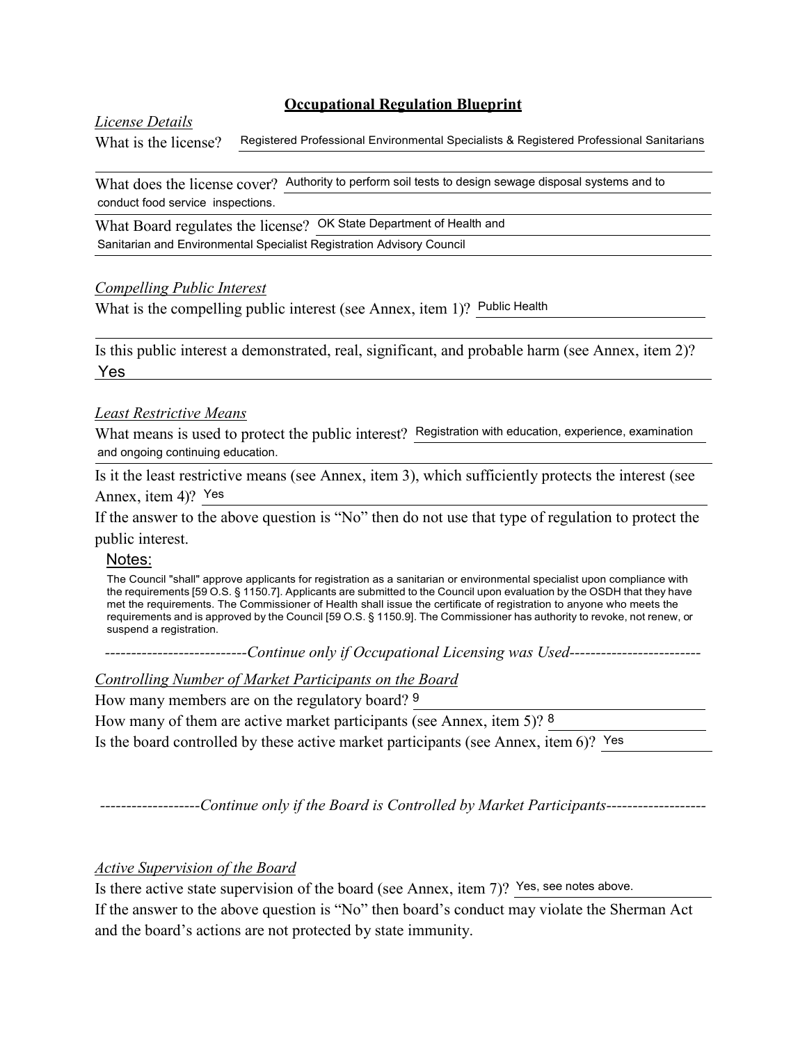## Occupational Regulation Blueprint

*License Details*

What is the license? Registered Professional Environmental Specialists & Registered Professional Sanitarians

What does the license cover? Authority to perform soil tests to design sewage disposal systems and to conduct food service inspections.

What Board regulates the license? OK State Department of Health and Sanitarian and Environmental Specialist Registration Advisory Council

*Compelling Public Interest*

What is the compelling public interest (see Annex, item 1)? Public Health

Is this public interest a demonstrated, real, significant, and probable harm (see Annex, item 2)? Yes

*Least Restrictive Means*

What means is used to protect the public interest? Registration with education, experience, examination and ongoing continuing education.

Is it the least restrictive means (see Annex, item 3), which sufficiently protects the interest (see Annex, item 4)? Yes

If the answer to the above question is "No" then do not use that type of regulation to protect the public interest.

Notes:

The Council "shall" approve applicants for registration as a sanitarian or environmental specialist upon compliance with the requirements [59 O.S. § 1150.7]. Applicants are submitted to the Council upon evaluation by the OSDH that they have met the requirements. The Commissioner of Health shall issue the certificate of registration to anyone who meets the requirements and is approved by the Council [59 O.S. § 1150.9]. The Commissioner has authority to revoke, not renew, or suspend a registration.

--------------------------*Continue only if Occupational Licensing was Used*------------------------

*Controlling Number of Market Participants on the Board*

How many members are on the regulatory board? 9

How many of them are active market participants (see Annex, item 5)? 8

Is the board controlled by these active market participants (see Annex, item 6)? Yes

-------------------*Continue only if the Board is Controlled by Market Participants*-------------------

*Active Supervision of the Board*

Is there active state supervision of the board (see Annex, item 7)? Yes, see notes above.

If the answer to the above question is "No" then board's conduct may violate the Sherman Act and the board's actions are not protected by state immunity.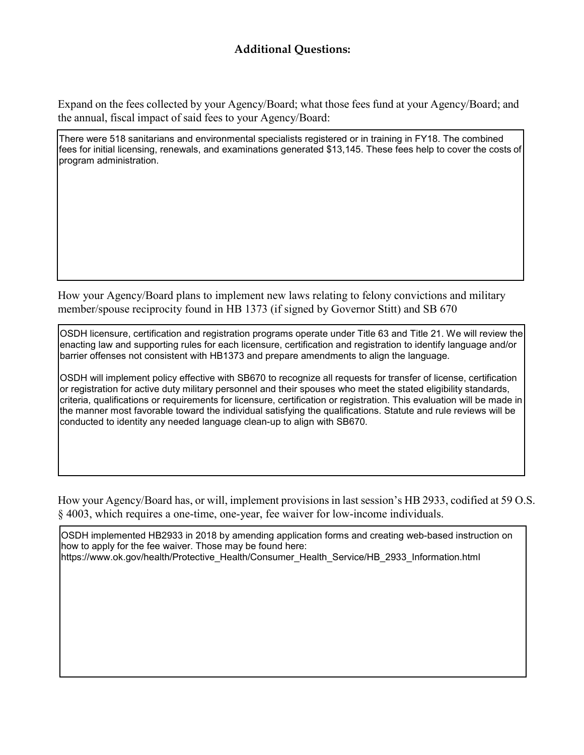## Additional Questions:

Expand on the fees collected by your Agency/Board; what those fees fund at your Agency/Board; and the annual, fiscal impact of said fees to your Agency/Board:

There were 518 sanitarians and environmental specialists registered or in training in FY18. The combined fees for initial licensing, renewals, and examinations generated $13,145. These fees help to cover the costs of program administration.

How your Agency/Board plans to implement new laws relating to felony convictions and military member/spouse reciprocity found in HB 1373 (if signed by Governor Stitt) and SB 670

OSDH licensure, certification and registration programs operate under Title 63 and Title 21. We will review the enacting law and supporting rules for each licensure, certification and registration to identify language and/or barrier offenses not consistent with HB1373 and prepare amendments to align the language.

OSDH will implement policy effective with SB670 to recognize all requests for transfer of license, certification or registration for active duty military personnel and their spouses who meet the stated eligibility standards, criteria, qualifications or requirements for licensure, certification or registration. This evaluation will be made in the manner most favorable toward the individual satisfying the qualifications. Statute and rule reviews will be conducted to identity any needed language clean-up to align with SB670.

How your Agency/Board has, or will, implement provisions in last session's HB 2933, codified at 59 O.S. § 4003, which requires a one-time, one-year, fee waiver for low-income individuals.

OSDH implemented HB2933 in 2018 by amending application forms and creating web-based instruction on how to apply for the fee waiver. Those may be found here:
https://www.ok.gov/health/Protective_Health/Consumer_Health_Service/HB_2933_Information.html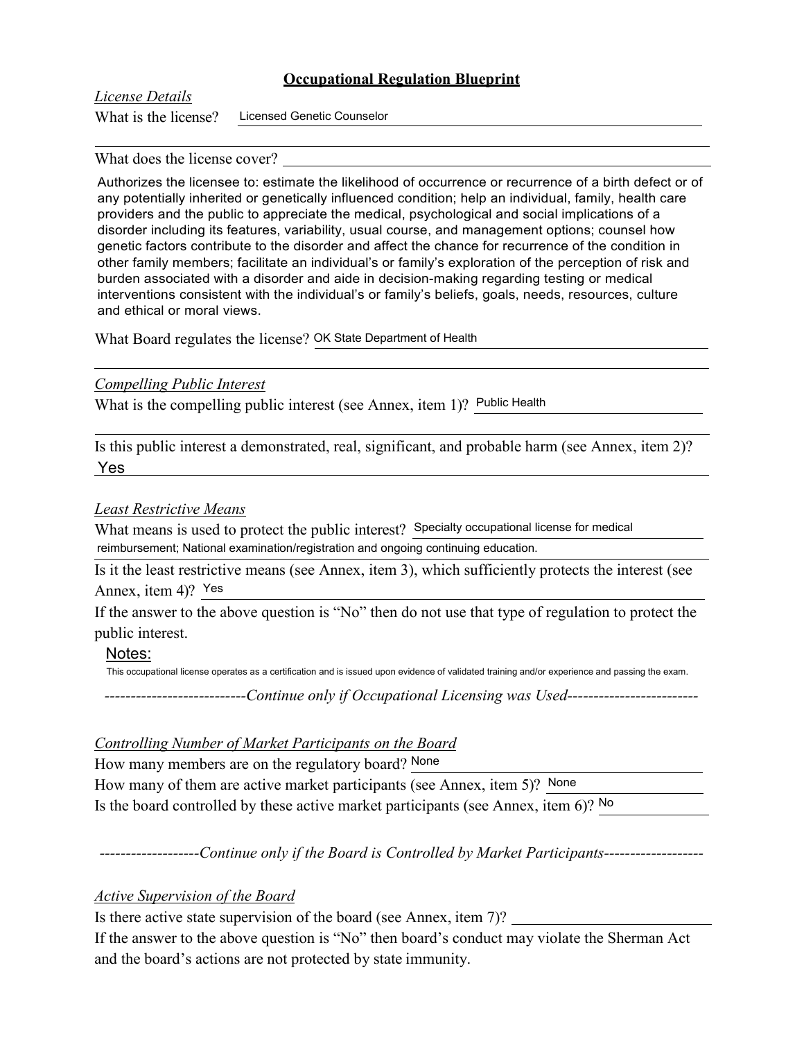## Occupational Regulation Blueprint

*License Details*

What is the license? Licensed Genetic Counselor

What does the license cover?

Authorizes the licensee to: estimate the likelihood of occurrence or recurrence of a birth defect or of any potentially inherited or genetically influenced condition; help an individual, family, health care providers and the public to appreciate the medical, psychological and social implications of a disorder including its features, variability, usual course, and management options; counsel how genetic factors contribute to the disorder and affect the chance for recurrence of the condition in other family members; facilitate an individual's or family's exploration of the perception of risk and burden associated with a disorder and aide in decision-making regarding testing or medical interventions consistent with the individual's or family's beliefs, goals, needs, resources, culture and ethical or moral views.

What Board regulates the license? OK State Department of Health

*Compelling Public Interest*

What is the compelling public interest (see Annex, item 1)? Public Health

Is this public interest a demonstrated, real, significant, and probable harm (see Annex, item 2)?
Yes

*Least Restrictive Means*

What means is used to protect the public interest? Specialty occupational license for medical reimbursement; National examination/registration and ongoing continuing education.

Is it the least restrictive means (see Annex, item 3), which sufficiently protects the interest (see Annex, item 4)? Yes

If the answer to the above question is "No" then do not use that type of regulation to protect the public interest.

Notes:

This occupational license operates as a certification and is issued upon evidence of validated training and/or experience and passing the exam.

---------------------------*Continue only if Occupational Licensing was Used*-------------------------

*Controlling Number of Market Participants on the Board*

How many members are on the regulatory board? None

How many of them are active market participants (see Annex, item 5)? None

Is the board controlled by these active market participants (see Annex, item 6)? No

-------------------*Continue only if the Board is Controlled by Market Participants*-------------------

*Active Supervision of the Board*

Is there active state supervision of the board (see Annex, item 7)?

If the answer to the above question is "No" then board's conduct may violate the Sherman Act and the board's actions are not protected by state immunity.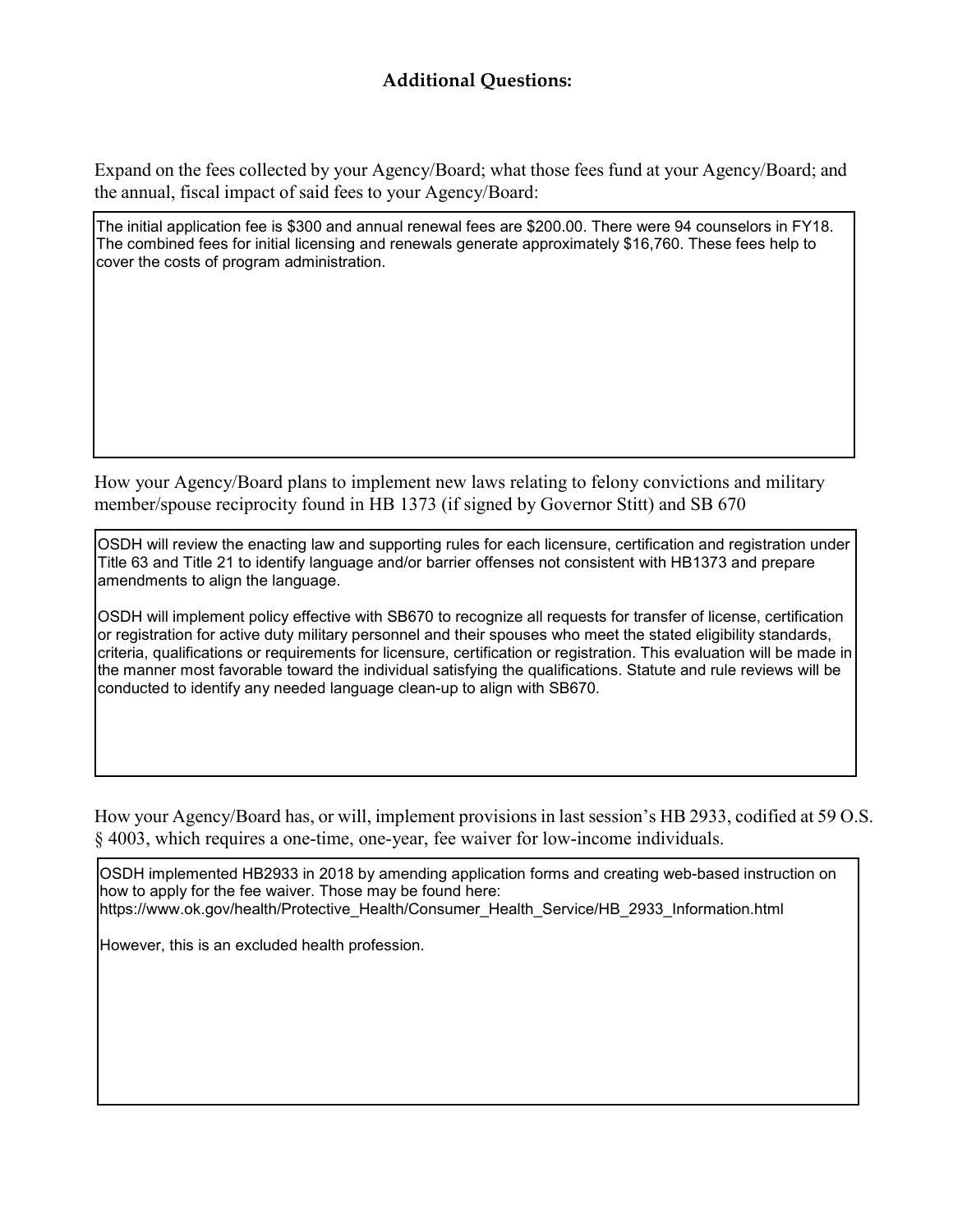## Additional Questions:

Expand on the fees collected by your Agency/Board; what those fees fund at your Agency/Board; and the annual, fiscal impact of said fees to your Agency/Board:

The initial application fee is $300 and annual renewal fees are $200.00. There were 94 counselors in FY18. The combined fees for initial licensing and renewals generate approximately $16,760. These fees help to cover the costs of program administration.

How your Agency/Board plans to implement new laws relating to felony convictions and military member/spouse reciprocity found in HB 1373 (if signed by Governor Stitt) and SB 670

OSDH will review the enacting law and supporting rules for each licensure, certification and registration under Title 63 and Title 21 to identify language and/or barrier offenses not consistent with HB1373 and prepare amendments to align the language.

OSDH will implement policy effective with SB670 to recognize all requests for transfer of license, certification or registration for active duty military personnel and their spouses who meet the stated eligibility standards, criteria, qualifications or requirements for licensure, certification or registration. This evaluation will be made in the manner most favorable toward the individual satisfying the qualifications. Statute and rule reviews will be conducted to identify any needed language clean-up to align with SB670.

How your Agency/Board has, or will, implement provisions in last session's HB 2933, codified at 59 O.S. § 4003, which requires a one-time, one-year, fee waiver for low-income individuals.

OSDH implemented HB2933 in 2018 by amending application forms and creating web-based instruction on how to apply for the fee waiver. Those may be found here:
https://www.ok.gov/health/Protective_Health/Consumer_Health_Service/HB_2933_Information.html

However, this is an excluded health profession.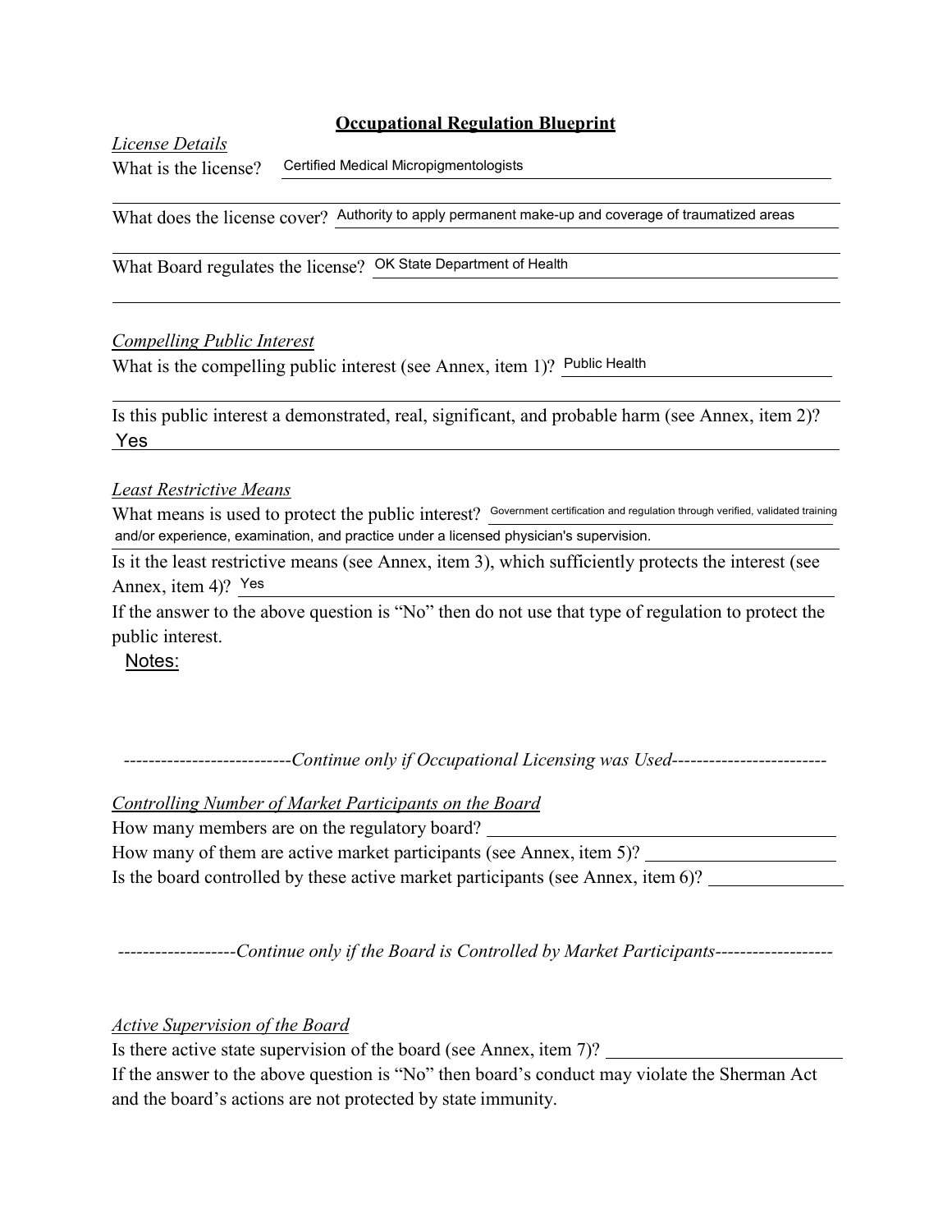# Occupational Regulation Blueprint

*License Details*

What is the license? Certified Medical Micropigmentologists

What does the license cover? Authority to apply permanent make-up and coverage of traumatized areas

What Board regulates the license? OK State Department of Health

*Compelling Public Interest*

What is the compelling public interest (see Annex, item 1)? Public Health

Is this public interest a demonstrated, real, significant, and probable harm (see Annex, item 2)?
Yes

*Least Restrictive Means*

What means is used to protect the public interest? Government certification and regulation through verified, validated training and/or experience, examination, and practice under a licensed physician's supervision.

Is it the least restrictive means (see Annex, item 3), which sufficiently protects the interest (see Annex, item 4)? Yes

If the answer to the above question is "No" then do not use that type of regulation to protect the public interest.

Notes:

---------------------------*Continue only if Occupational Licensing was Used*-------------------------

*Controlling Number of Market Participants on the Board*

How many members are on the regulatory board? \_\_\_\_\_\_\_\_\_\_

How many of them are active market participants (see Annex, item 5)? \_\_\_\_\_\_\_\_\_\_

Is the board controlled by these active market participants (see Annex, item 6)? \_\_\_\_\_\_\_\_\_\_

-------------------*Continue only if the Board is Controlled by Market Participants*-------------------

*Active Supervision of the Board*

Is there active state supervision of the board (see Annex, item 7)? \_\_\_\_\_\_\_\_\_\_

If the answer to the above question is "No" then board's conduct may violate the Sherman Act and the board's actions are not protected by state immunity.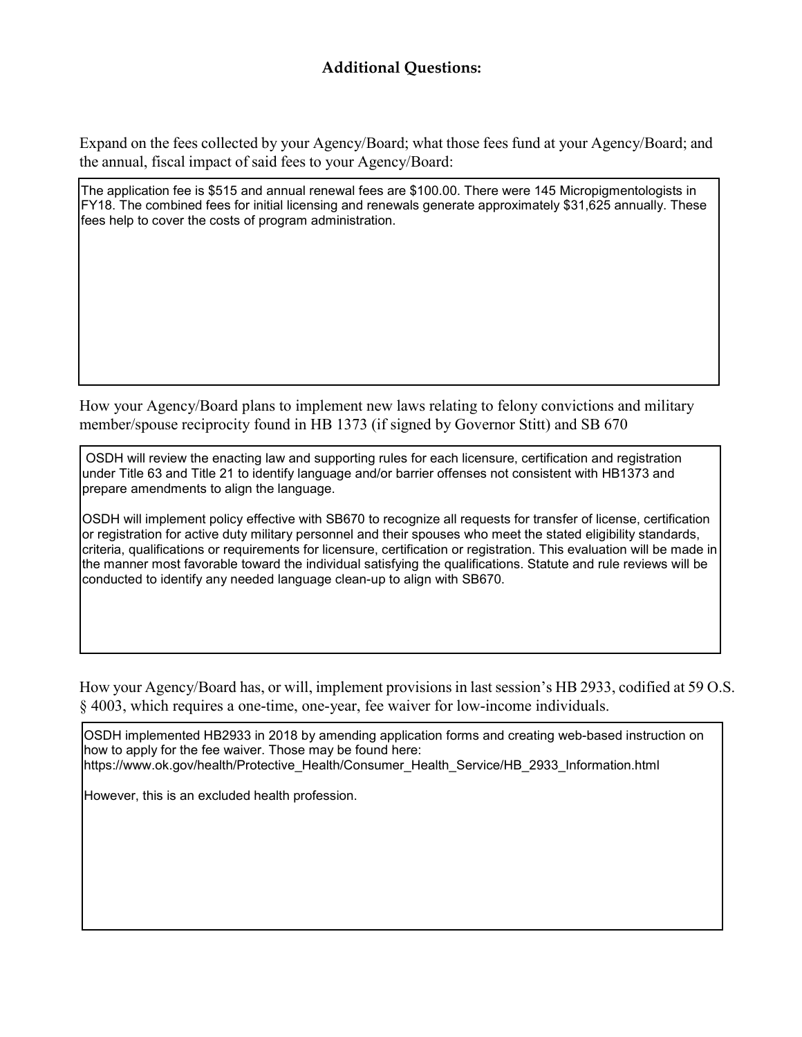## Additional Questions:

Expand on the fees collected by your Agency/Board; what those fees fund at your Agency/Board; and the annual, fiscal impact of said fees to your Agency/Board:

> The application fee is $515 and annual renewal fees are $100.00. There were 145 Micropigmentologists in FY18. The combined fees for initial licensing and renewals generate approximately $31,625 annually. These fees help to cover the costs of program administration.

How your Agency/Board plans to implement new laws relating to felony convictions and military member/spouse reciprocity found in HB 1373 (if signed by Governor Stitt) and SB 670

> OSDH will review the enacting law and supporting rules for each licensure, certification and registration under Title 63 and Title 21 to identify language and/or barrier offenses not consistent with HB1373 and prepare amendments to align the language.
>
> OSDH will implement policy effective with SB670 to recognize all requests for transfer of license, certification or registration for active duty military personnel and their spouses who meet the stated eligibility standards, criteria, qualifications or requirements for licensure, certification or registration. This evaluation will be made in the manner most favorable toward the individual satisfying the qualifications. Statute and rule reviews will be conducted to identify any needed language clean-up to align with SB670.

How your Agency/Board has, or will, implement provisions in last session's HB 2933, codified at 59 O.S. § 4003, which requires a one-time, one-year, fee waiver for low-income individuals.

> OSDH implemented HB2933 in 2018 by amending application forms and creating web-based instruction on how to apply for the fee waiver. Those may be found here:
> https://www.ok.gov/health/Protective_Health/Consumer_Health_Service/HB_2933_Information.html
>
> However, this is an excluded health profession.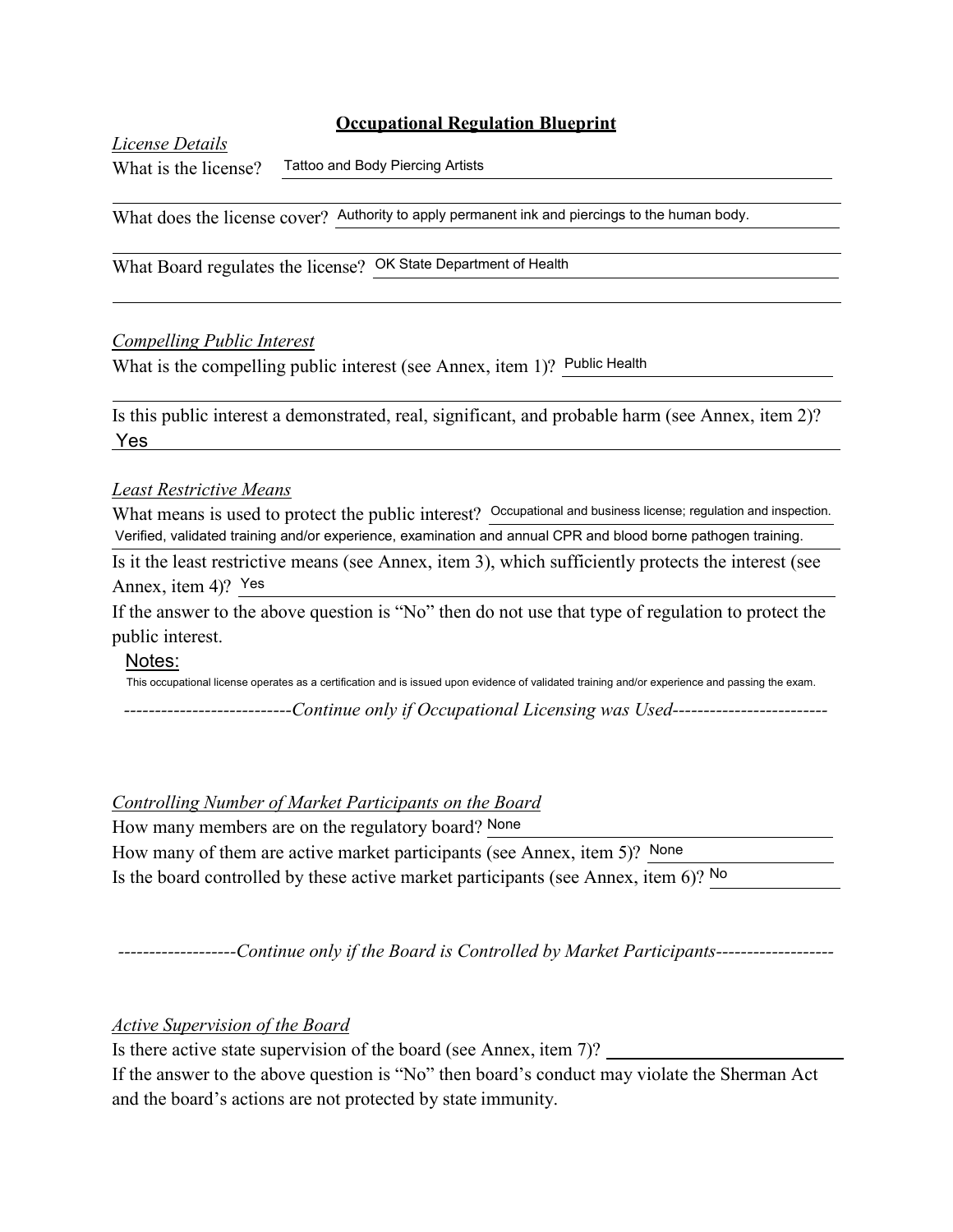# Occupational Regulation Blueprint

*License Details*

What is the license? Tattoo and Body Piercing Artists

What does the license cover? Authority to apply permanent ink and piercings to the human body.

What Board regulates the license? OK State Department of Health

*Compelling Public Interest*

What is the compelling public interest (see Annex, item 1)? Public Health

Is this public interest a demonstrated, real, significant, and probable harm (see Annex, item 2)? Yes

*Least Restrictive Means*

What means is used to protect the public interest? Occupational and business license; regulation and inspection. Verified, validated training and/or experience, examination and annual CPR and blood borne pathogen training.

Is it the least restrictive means (see Annex, item 3), which sufficiently protects the interest (see Annex, item 4)? Yes

If the answer to the above question is "No" then do not use that type of regulation to protect the public interest.

Notes:

This occupational license operates as a certification and is issued upon evidence of validated training and/or experience and passing the exam.

---------------------------*Continue only if Occupational Licensing was Used*-------------------------

*Controlling Number of Market Participants on the Board*

How many members are on the regulatory board? None

How many of them are active market participants (see Annex, item 5)? None

Is the board controlled by these active market participants (see Annex, item 6)? No

-------------------*Continue only if the Board is Controlled by Market Participants*-------------------

*Active Supervision of the Board*

Is there active state supervision of the board (see Annex, item 7)? ______________

If the answer to the above question is "No" then board's conduct may violate the Sherman Act and the board's actions are not protected by state immunity.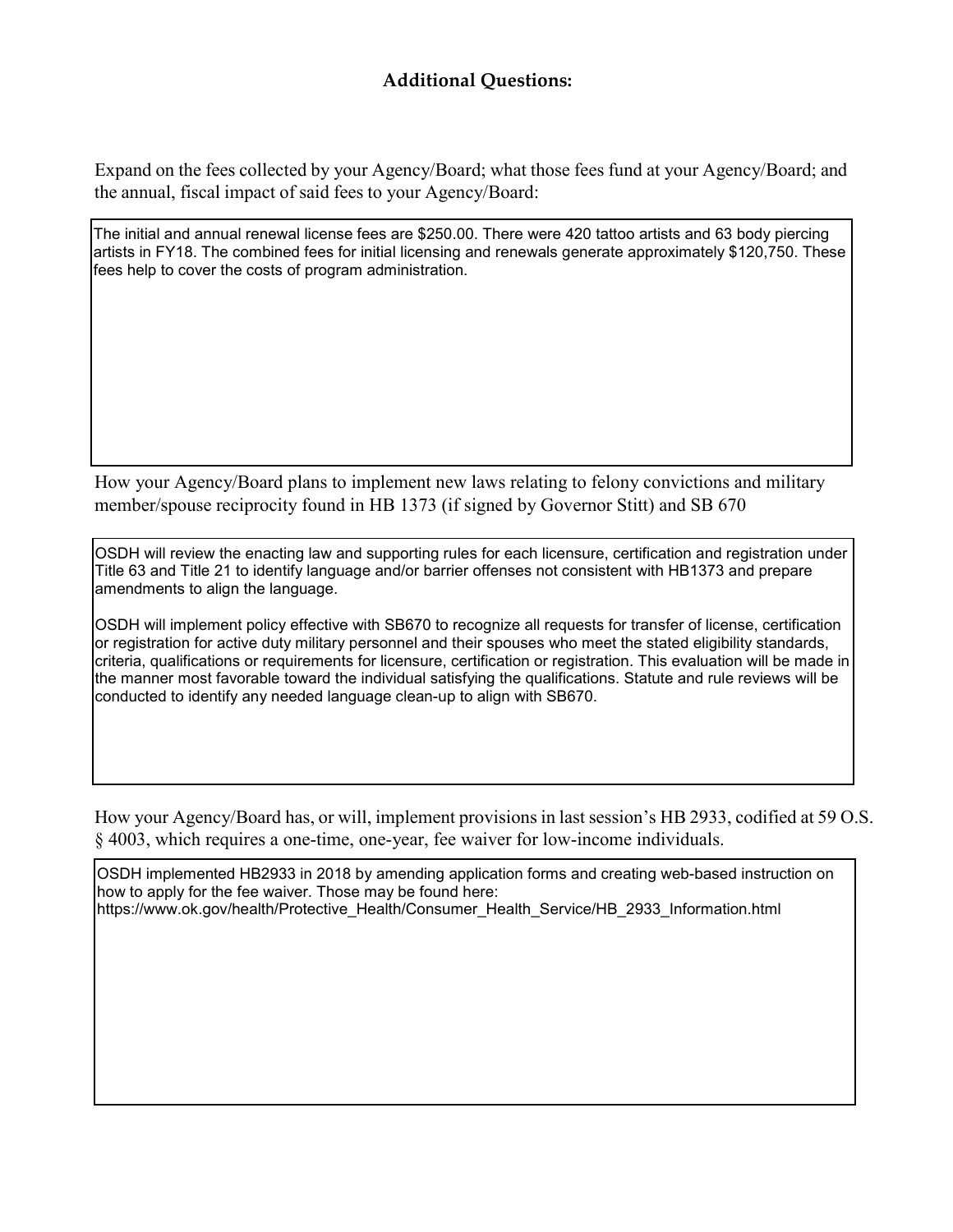## Additional Questions:

Expand on the fees collected by your Agency/Board; what those fees fund at your Agency/Board; and the annual, fiscal impact of said fees to your Agency/Board:

The initial and annual renewal license fees are $250.00. There were 420 tattoo artists and 63 body piercing artists in FY18. The combined fees for initial licensing and renewals generate approximately $120,750. These fees help to cover the costs of program administration.

How your Agency/Board plans to implement new laws relating to felony convictions and military member/spouse reciprocity found in HB 1373 (if signed by Governor Stitt) and SB 670

OSDH will review the enacting law and supporting rules for each licensure, certification and registration under Title 63 and Title 21 to identify language and/or barrier offenses not consistent with HB1373 and prepare amendments to align the language.

OSDH will implement policy effective with SB670 to recognize all requests for transfer of license, certification or registration for active duty military personnel and their spouses who meet the stated eligibility standards, criteria, qualifications or requirements for licensure, certification or registration. This evaluation will be made in the manner most favorable toward the individual satisfying the qualifications. Statute and rule reviews will be conducted to identify any needed language clean-up to align with SB670.

How your Agency/Board has, or will, implement provisions in last session's HB 2933, codified at 59 O.S. § 4003, which requires a one-time, one-year, fee waiver for low-income individuals.

OSDH implemented HB2933 in 2018 by amending application forms and creating web-based instruction on how to apply for the fee waiver. Those may be found here:
https://www.ok.gov/health/Protective_Health/Consumer_Health_Service/HB_2933_Information.html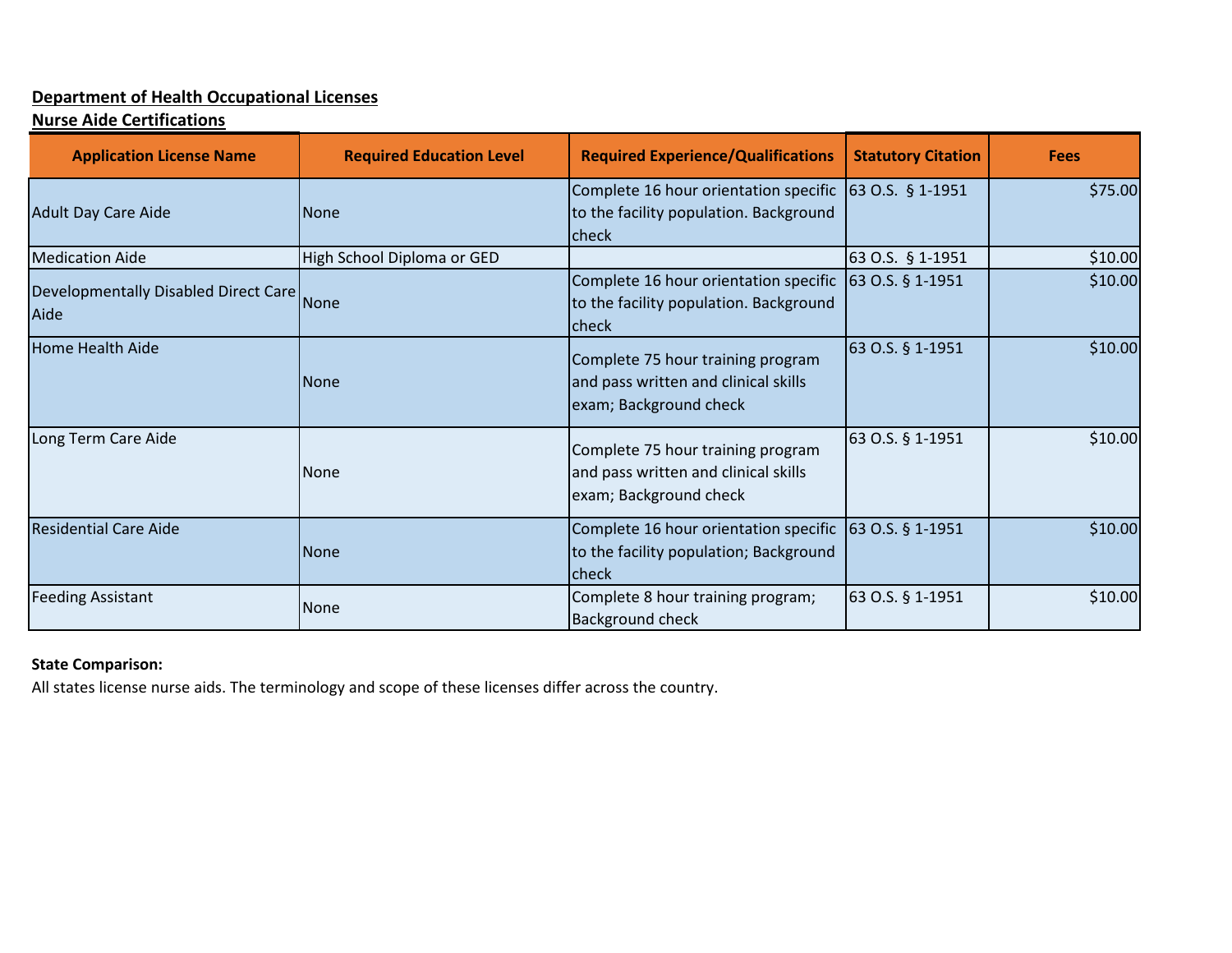**Department of Health Occupational Licenses**
**Nurse Aide Certifications**

| Application License Name | Required Education Level | Required Experience/Qualifications | Statutory Citation | Fees |
|---|---|---|---|---|
| Adult Day Care Aide | None | Complete 16 hour orientation specific to the facility population. Background check | 63 O.S. § 1-1951 | $75.00 |
| Medication Aide | High School Diploma or GED | | 63 O.S. § 1-1951 | $10.00 |
| Developmentally Disabled Direct Care Aide | None | Complete 16 hour orientation specific to the facility population. Background check | 63 O.S. § 1-1951 | $10.00 |
| Home Health Aide | None | Complete 75 hour training program and pass written and clinical skills exam; Background check | 63 O.S. § 1-1951 | $10.00 |
| Long Term Care Aide | None | Complete 75 hour training program and pass written and clinical skills exam; Background check | 63 O.S. § 1-1951 | $10.00 |
| Residential Care Aide | None | Complete 16 hour orientation specific to the facility population; Background check | 63 O.S. § 1-1951 | $10.00 |
| Feeding Assistant | None | Complete 8 hour training program; Background check | 63 O.S. § 1-1951 | $10.00 |

**State Comparison:**
All states license nurse aids. The terminology and scope of these licenses differ across the country.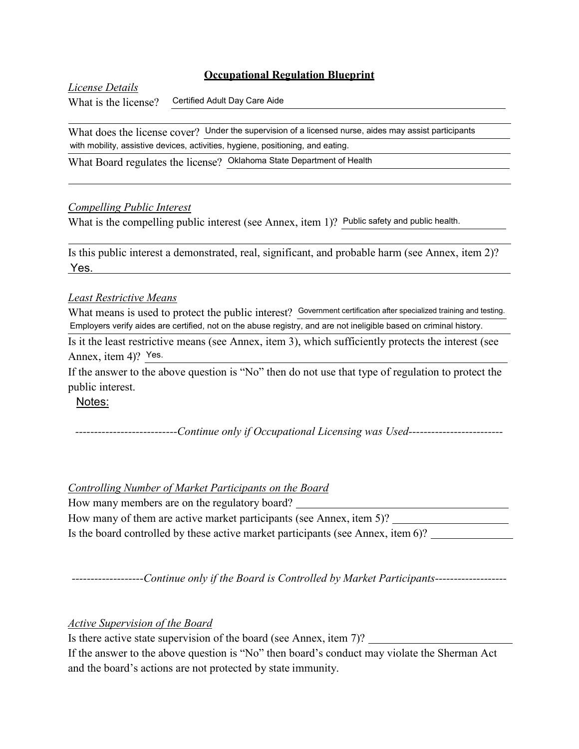## Occupational Regulation Blueprint

*License Details*

What is the license? Certified Adult Day Care Aide

What does the license cover? Under the supervision of a licensed nurse, aides may assist participants with mobility, assistive devices, activities, hygiene, positioning, and eating.

What Board regulates the license? Oklahoma State Department of Health

*Compelling Public Interest*

What is the compelling public interest (see Annex, item 1)? Public safety and public health.

Is this public interest a demonstrated, real, significant, and probable harm (see Annex, item 2)? Yes.

*Least Restrictive Means*

What means is used to protect the public interest? Government certification after specialized training and testing. Employers verify aides are certified, not on the abuse registry, and are not ineligible based on criminal history.

Is it the least restrictive means (see Annex, item 3), which sufficiently protects the interest (see Annex, item 4)? Yes.

If the answer to the above question is "No" then do not use that type of regulation to protect the public interest.

Notes:

---------------------------*Continue only if Occupational Licensing was Used*-------------------------

*Controlling Number of Market Participants on the Board*

How many members are on the regulatory board? ______________________

How many of them are active market participants (see Annex, item 5)? ______________________

Is the board controlled by these active market participants (see Annex, item 6)? ______________

-------------------*Continue only if the Board is Controlled by Market Participants*-------------------

*Active Supervision of the Board*

Is there active state supervision of the board (see Annex, item 7)? ______________________

If the answer to the above question is "No" then board's conduct may violate the Sherman Act and the board's actions are not protected by state immunity.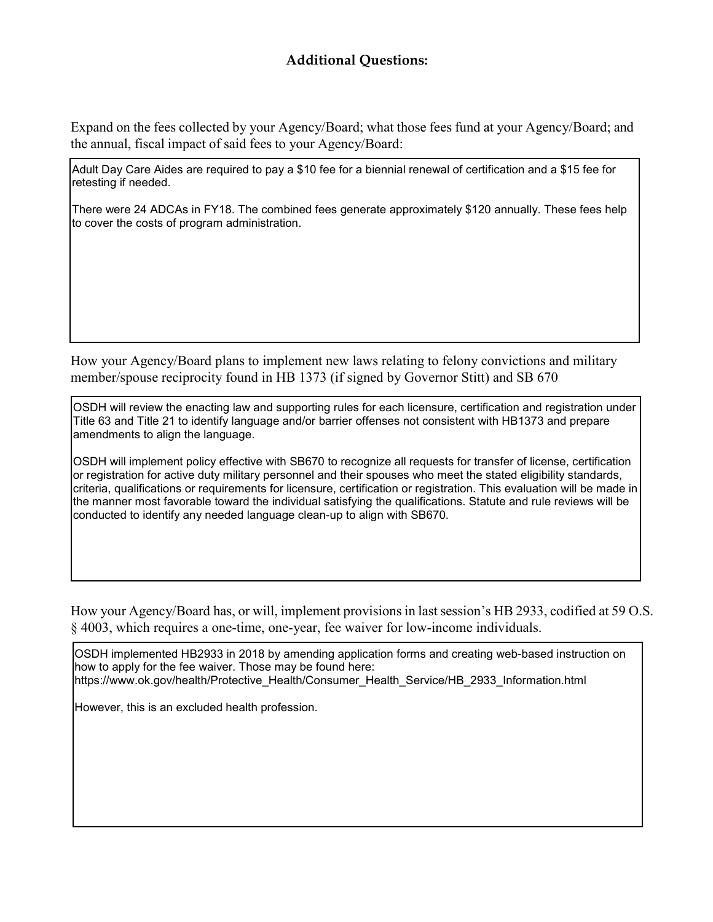## Additional Questions:

Expand on the fees collected by your Agency/Board; what those fees fund at your Agency/Board; and the annual, fiscal impact of said fees to your Agency/Board:

Adult Day Care Aides are required to pay a $10 fee for a biennial renewal of certification and a $15 fee for retesting if needed.

There were 24 ADCAs in FY18. The combined fees generate approximately $120 annually. These fees help to cover the costs of program administration.

How your Agency/Board plans to implement new laws relating to felony convictions and military member/spouse reciprocity found in HB 1373 (if signed by Governor Stitt) and SB 670

OSDH will review the enacting law and supporting rules for each licensure, certification and registration under Title 63 and Title 21 to identify language and/or barrier offenses not consistent with HB1373 and prepare amendments to align the language.

OSDH will implement policy effective with SB670 to recognize all requests for transfer of license, certification or registration for active duty military personnel and their spouses who meet the stated eligibility standards, criteria, qualifications or requirements for licensure, certification or registration. This evaluation will be made in the manner most favorable toward the individual satisfying the qualifications. Statute and rule reviews will be conducted to identify any needed language clean-up to align with SB670.

How your Agency/Board has, or will, implement provisions in last session's HB 2933, codified at 59 O.S. § 4003, which requires a one-time, one-year, fee waiver for low-income individuals.

OSDH implemented HB2933 in 2018 by amending application forms and creating web-based instruction on how to apply for the fee waiver. Those may be found here: https://www.ok.gov/health/Protective_Health/Consumer_Health_Service/HB_2933_Information.html

However, this is an excluded health profession.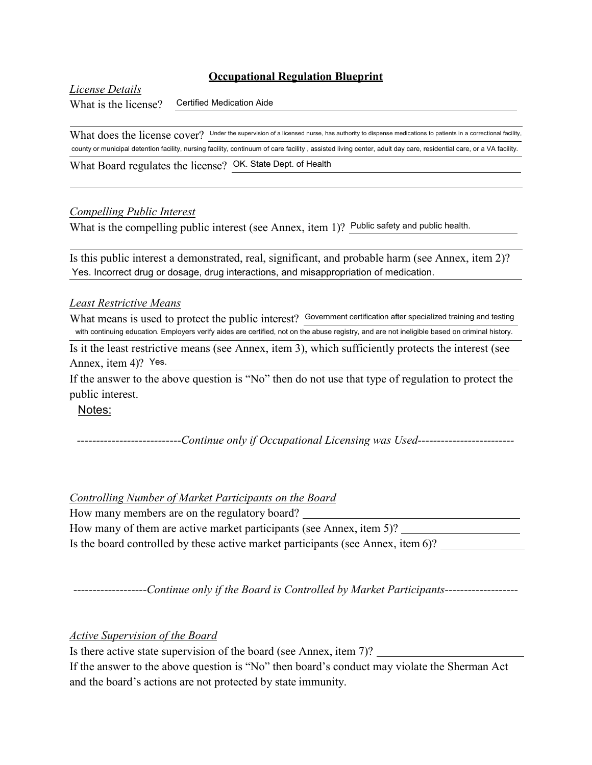# Occupational Regulation Blueprint

*License Details*

What is the license? Certified Medication Aide

What does the license cover? Under the supervision of a licensed nurse, has authority to dispense medications to patients in a correctional facility, county or municipal detention facility, nursing facility, continuum of care facility , assisted living center, adult day care, residential care, or a VA facility.

What Board regulates the license? OK. State Dept. of Health

*Compelling Public Interest*

What is the compelling public interest (see Annex, item 1)? Public safety and public health.

Is this public interest a demonstrated, real, significant, and probable harm (see Annex, item 2)? Yes. Incorrect drug or dosage, drug interactions, and misappropriation of medication.

*Least Restrictive Means*

What means is used to protect the public interest? Government certification after specialized training and testing with continuing education. Employers verify aides are certified, not on the abuse registry, and are not ineligible based on criminal history.

Is it the least restrictive means (see Annex, item 3), which sufficiently protects the interest (see Annex, item 4)? Yes.

If the answer to the above question is "No" then do not use that type of regulation to protect the public interest.

Notes:

---------------------------*Continue only if Occupational Licensing was Used*-------------------------

*Controlling Number of Market Participants on the Board*

How many members are on the regulatory board? \_\_\_\_\_\_\_\_\_\_\_\_\_\_\_\_\_\_\_\_

How many of them are active market participants (see Annex, item 5)? \_\_\_\_\_\_\_\_\_\_\_\_\_\_\_\_\_\_\_\_

Is the board controlled by these active market participants (see Annex, item 6)? \_\_\_\_\_\_\_\_\_\_\_\_\_\_\_\_\_\_\_\_

-------------------*Continue only if the Board is Controlled by Market Participants*-------------------

*Active Supervision of the Board*

Is there active state supervision of the board (see Annex, item 7)? \_\_\_\_\_\_\_\_\_\_\_\_\_\_\_\_\_\_\_\_

If the answer to the above question is "No" then board's conduct may violate the Sherman Act and the board's actions are not protected by state immunity.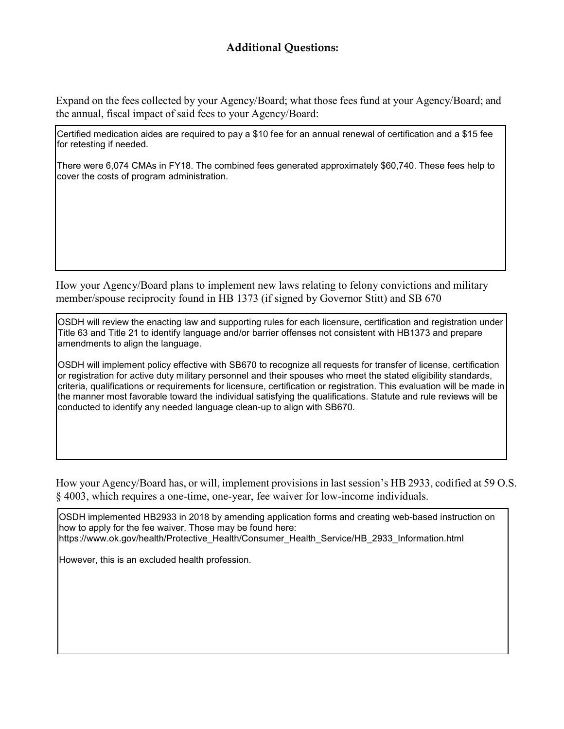## Additional Questions:

Expand on the fees collected by your Agency/Board; what those fees fund at your Agency/Board; and the annual, fiscal impact of said fees to your Agency/Board:

> Certified medication aides are required to pay a $10 fee for an annual renewal of certification and a $15 fee for retesting if needed.
>
> There were 6,074 CMAs in FY18. The combined fees generated approximately $60,740. These fees help to cover the costs of program administration.

How your Agency/Board plans to implement new laws relating to felony convictions and military member/spouse reciprocity found in HB 1373 (if signed by Governor Stitt) and SB 670

> OSDH will review the enacting law and supporting rules for each licensure, certification and registration under Title 63 and Title 21 to identify language and/or barrier offenses not consistent with HB1373 and prepare amendments to align the language.
>
> OSDH will implement policy effective with SB670 to recognize all requests for transfer of license, certification or registration for active duty military personnel and their spouses who meet the stated eligibility standards, criteria, qualifications or requirements for licensure, certification or registration. This evaluation will be made in the manner most favorable toward the individual satisfying the qualifications. Statute and rule reviews will be conducted to identify any needed language clean-up to align with SB670.

How your Agency/Board has, or will, implement provisions in last session's HB 2933, codified at 59 O.S. § 4003, which requires a one-time, one-year, fee waiver for low-income individuals.

> OSDH implemented HB2933 in 2018 by amending application forms and creating web-based instruction on how to apply for the fee waiver. Those may be found here:
> https://www.ok.gov/health/Protective_Health/Consumer_Health_Service/HB_2933_Information.html
>
> However, this is an excluded health profession.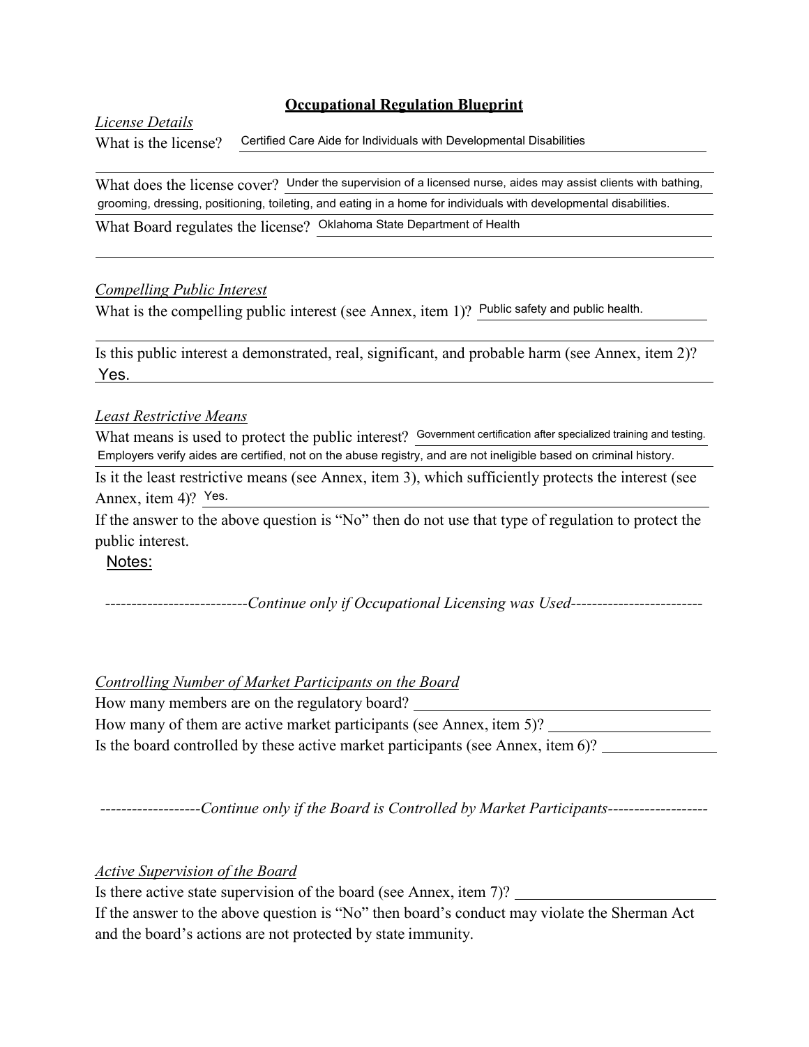# Occupational Regulation Blueprint

*License Details*

What is the license? Certified Care Aide for Individuals with Developmental Disabilities

What does the license cover? Under the supervision of a licensed nurse, aides may assist clients with bathing, grooming, dressing, positioning, toileting, and eating in a home for individuals with developmental disabilities.

What Board regulates the license? Oklahoma State Department of Health

*Compelling Public Interest*

What is the compelling public interest (see Annex, item 1)? Public safety and public health.

Is this public interest a demonstrated, real, significant, and probable harm (see Annex, item 2)? Yes.

*Least Restrictive Means*

What means is used to protect the public interest? Government certification after specialized training and testing. Employers verify aides are certified, not on the abuse registry, and are not ineligible based on criminal history.

Is it the least restrictive means (see Annex, item 3), which sufficiently protects the interest (see Annex, item 4)? Yes.

If the answer to the above question is "No" then do not use that type of regulation to protect the public interest.

Notes:

---------------------------*Continue only if Occupational Licensing was Used*-------------------------

*Controlling Number of Market Participants on the Board*

How many members are on the regulatory board? ____________

How many of them are active market participants (see Annex, item 5)? ____________

Is the board controlled by these active market participants (see Annex, item 6)? ____________

-------------------*Continue only if the Board is Controlled by Market Participants*-------------------

*Active Supervision of the Board*

Is there active state supervision of the board (see Annex, item 7)? ____________

If the answer to the above question is "No" then board's conduct may violate the Sherman Act and the board's actions are not protected by state immunity.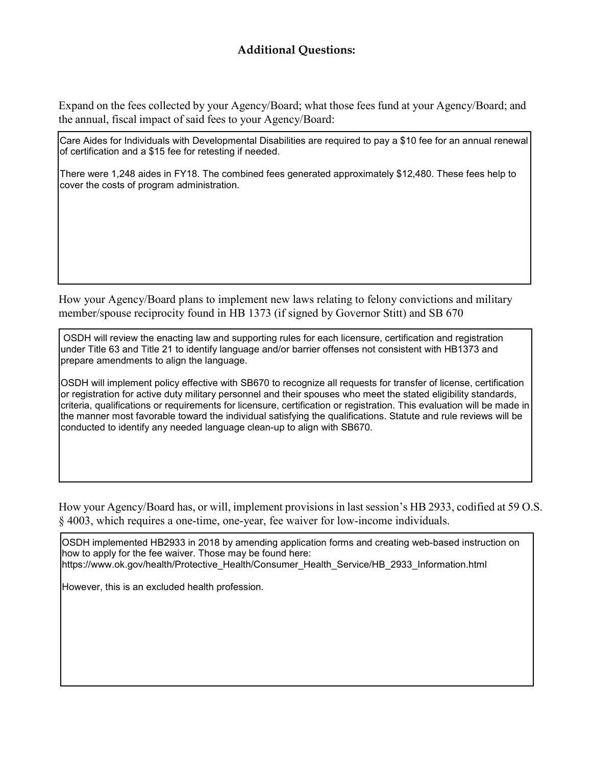## Additional Questions:

Expand on the fees collected by your Agency/Board; what those fees fund at your Agency/Board; and the annual, fiscal impact of said fees to your Agency/Board:

> Care Aides for Individuals with Developmental Disabilities are required to pay a $10 fee for an annual renewal of certification and a $15 fee for retesting if needed.
>
> There were 1,248 aides in FY18. The combined fees generated approximately $12,480. These fees help to cover the costs of program administration.

How your Agency/Board plans to implement new laws relating to felony convictions and military member/spouse reciprocity found in HB 1373 (if signed by Governor Stitt) and SB 670

> OSDH will review the enacting law and supporting rules for each licensure, certification and registration under Title 63 and Title 21 to identify language and/or barrier offenses not consistent with HB1373 and prepare amendments to align the language.
>
> OSDH will implement policy effective with SB670 to recognize all requests for transfer of license, certification or registration for active duty military personnel and their spouses who meet the stated eligibility standards, criteria, qualifications or requirements for licensure, certification or registration. This evaluation will be made in the manner most favorable toward the individual satisfying the qualifications. Statute and rule reviews will be conducted to identify any needed language clean-up to align with SB670.

How your Agency/Board has, or will, implement provisions in last session's HB 2933, codified at 59 O.S. § 4003, which requires a one-time, one-year, fee waiver for low-income individuals.

> OSDH implemented HB2933 in 2018 by amending application forms and creating web-based instruction on how to apply for the fee waiver. Those may be found here: https://www.ok.gov/health/Protective_Health/Consumer_Health_Service/HB_2933_Information.html
>
> However, this is an excluded health profession.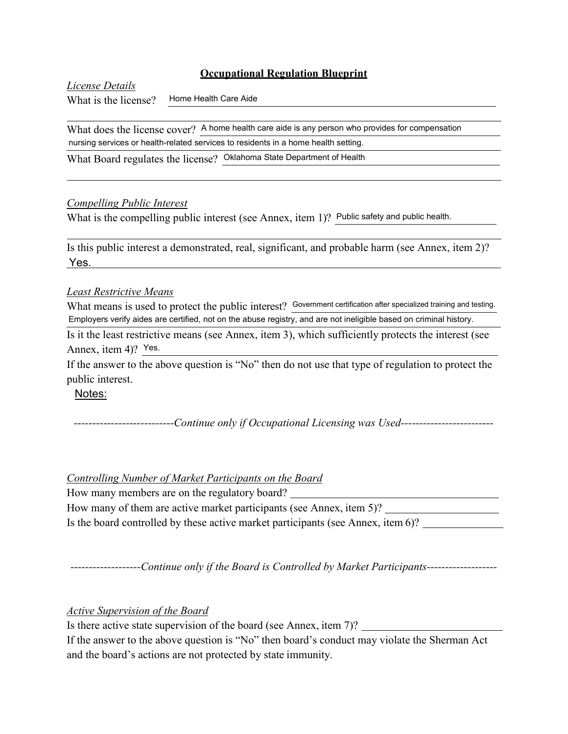# Occupational Regulation Blueprint

*License Details*

What is the license? Home Health Care Aide

What does the license cover? A home health care aide is any person who provides for compensation nursing services or health-related services to residents in a home health setting.

What Board regulates the license? Oklahoma State Department of Health

*Compelling Public Interest*

What is the compelling public interest (see Annex, item 1)? Public safety and public health.

Is this public interest a demonstrated, real, significant, and probable harm (see Annex, item 2)? Yes.

*Least Restrictive Means*

What means is used to protect the public interest? Government certification after specialized training and testing. Employers verify aides are certified, not on the abuse registry, and are not ineligible based on criminal history.

Is it the least restrictive means (see Annex, item 3), which sufficiently protects the interest (see Annex, item 4)? Yes.

If the answer to the above question is "No" then do not use that type of regulation to protect the public interest.

Notes:

---------------------------*Continue only if Occupational Licensing was Used*-------------------------

*Controlling Number of Market Participants on the Board*

How many members are on the regulatory board? \_\_\_\_\_\_\_\_\_\_

How many of them are active market participants (see Annex, item 5)? \_\_\_\_\_\_\_\_\_\_

Is the board controlled by these active market participants (see Annex, item 6)? \_\_\_\_\_\_\_\_\_\_

-------------------*Continue only if the Board is Controlled by Market Participants*-------------------

*Active Supervision of the Board*

Is there active state supervision of the board (see Annex, item 7)? \_\_\_\_\_\_\_\_\_\_

If the answer to the above question is "No" then board's conduct may violate the Sherman Act and the board's actions are not protected by state immunity.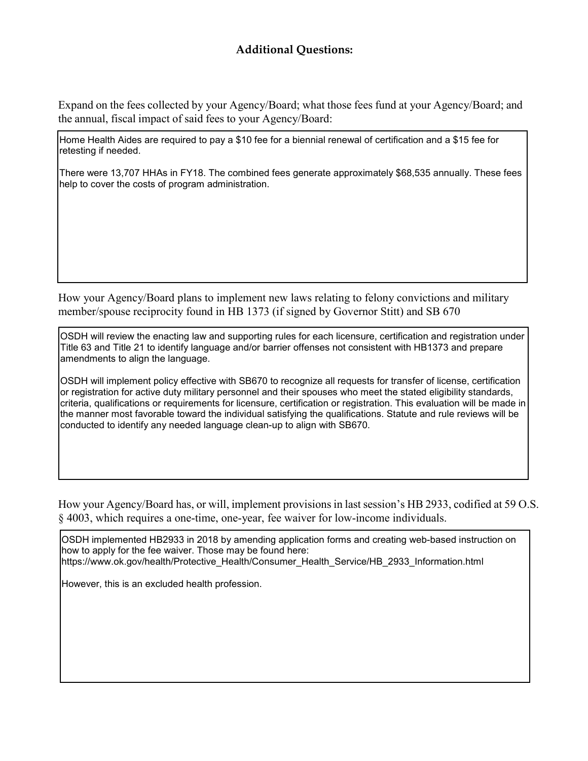## Additional Questions:

Expand on the fees collected by your Agency/Board; what those fees fund at your Agency/Board; and the annual, fiscal impact of said fees to your Agency/Board:

Home Health Aides are required to pay a $10 fee for a biennial renewal of certification and a $15 fee for retesting if needed.

There were 13,707 HHAs in FY18. The combined fees generate approximately $68,535 annually. These fees help to cover the costs of program administration.

How your Agency/Board plans to implement new laws relating to felony convictions and military member/spouse reciprocity found in HB 1373 (if signed by Governor Stitt) and SB 670

OSDH will review the enacting law and supporting rules for each licensure, certification and registration under Title 63 and Title 21 to identify language and/or barrier offenses not consistent with HB1373 and prepare amendments to align the language.

OSDH will implement policy effective with SB670 to recognize all requests for transfer of license, certification or registration for active duty military personnel and their spouses who meet the stated eligibility standards, criteria, qualifications or requirements for licensure, certification or registration. This evaluation will be made in the manner most favorable toward the individual satisfying the qualifications. Statute and rule reviews will be conducted to identify any needed language clean-up to align with SB670.

How your Agency/Board has, or will, implement provisions in last session's HB 2933, codified at 59 O.S. § 4003, which requires a one-time, one-year, fee waiver for low-income individuals.

OSDH implemented HB2933 in 2018 by amending application forms and creating web-based instruction on how to apply for the fee waiver. Those may be found here:
https://www.ok.gov/health/Protective_Health/Consumer_Health_Service/HB_2933_Information.html

However, this is an excluded health profession.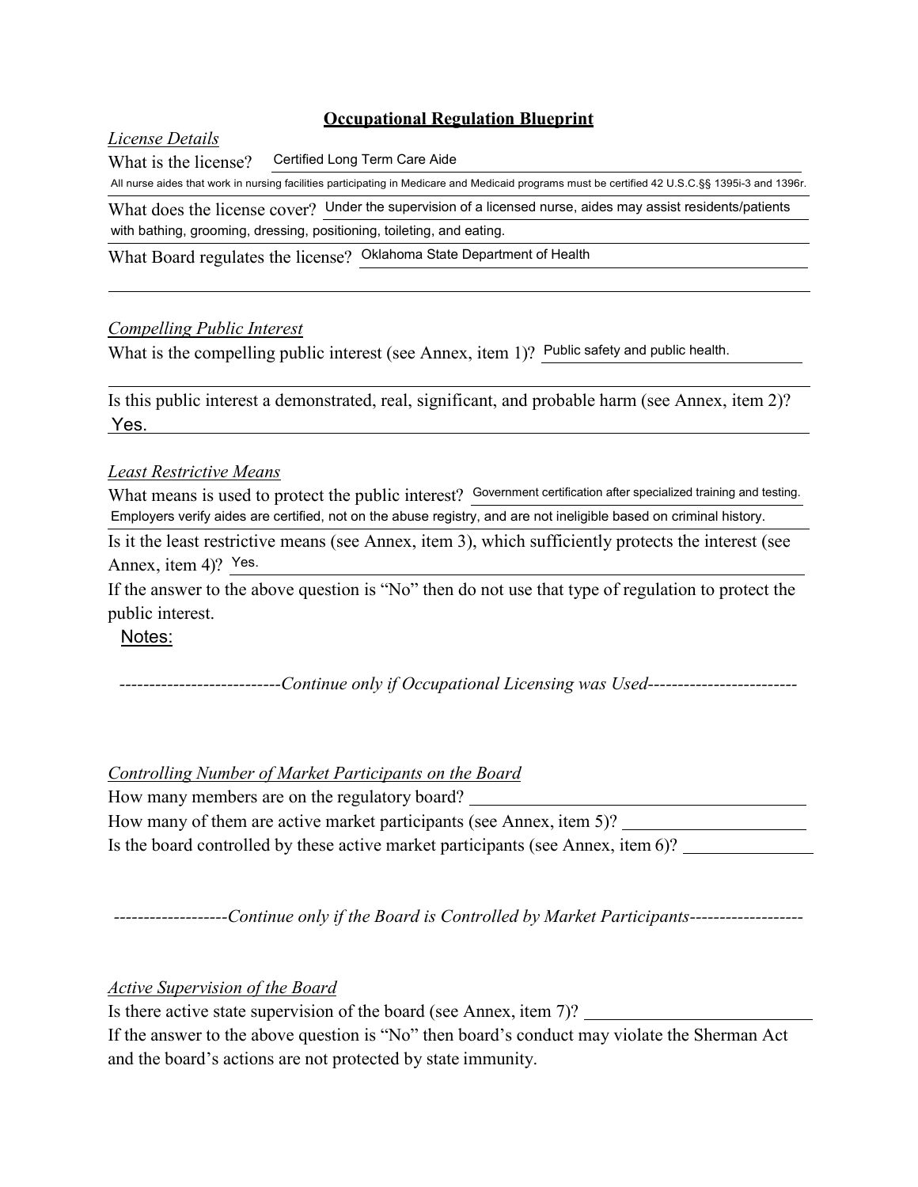# Occupational Regulation Blueprint

*License Details*

What is the license? Certified Long Term Care Aide

All nurse aides that work in nursing facilities participating in Medicare and Medicaid programs must be certified 42 U.S.C.§§ 1395i-3 and 1396r.

What does the license cover? Under the supervision of a licensed nurse, aides may assist residents/patients with bathing, grooming, dressing, positioning, toileting, and eating.

What Board regulates the license? Oklahoma State Department of Health

*Compelling Public Interest*

What is the compelling public interest (see Annex, item 1)? Public safety and public health.

Is this public interest a demonstrated, real, significant, and probable harm (see Annex, item 2)? Yes.

*Least Restrictive Means*

What means is used to protect the public interest? Government certification after specialized training and testing. Employers verify aides are certified, not on the abuse registry, and are not ineligible based on criminal history.

Is it the least restrictive means (see Annex, item 3), which sufficiently protects the interest (see Annex, item 4)? Yes.

If the answer to the above question is "No" then do not use that type of regulation to protect the public interest.

Notes:

---------------------------*Continue only if Occupational Licensing was Used*-------------------------

*Controlling Number of Market Participants on the Board*

How many members are on the regulatory board? ____________

How many of them are active market participants (see Annex, item 5)? ____________

Is the board controlled by these active market participants (see Annex, item 6)? ____________

-------------------*Continue only if the Board is Controlled by Market Participants*-------------------

*Active Supervision of the Board*

Is there active state supervision of the board (see Annex, item 7)? ____________

If the answer to the above question is "No" then board's conduct may violate the Sherman Act and the board's actions are not protected by state immunity.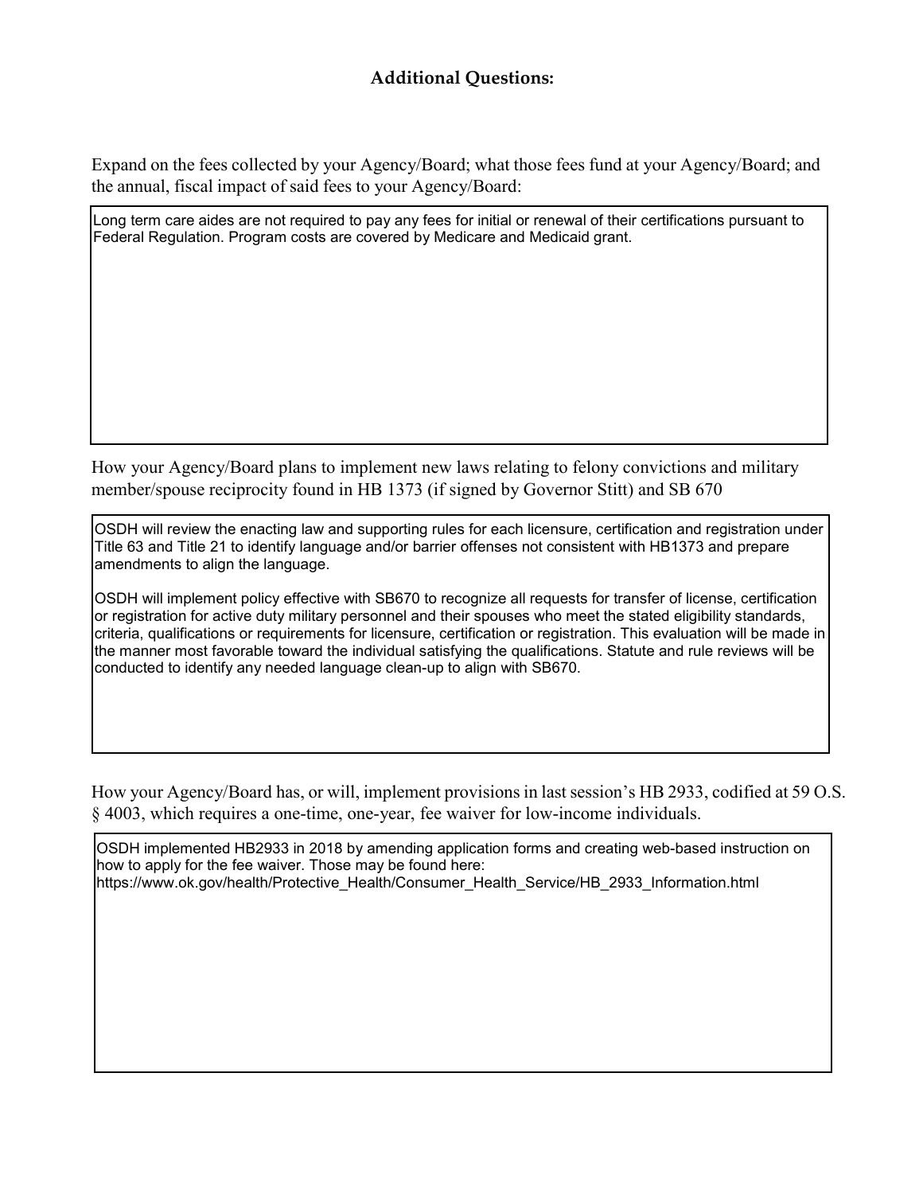## Additional Questions:

Expand on the fees collected by your Agency/Board; what those fees fund at your Agency/Board; and the annual, fiscal impact of said fees to your Agency/Board:

> Long term care aides are not required to pay any fees for initial or renewal of their certifications pursuant to Federal Regulation. Program costs are covered by Medicare and Medicaid grant.

How your Agency/Board plans to implement new laws relating to felony convictions and military member/spouse reciprocity found in HB 1373 (if signed by Governor Stitt) and SB 670

> OSDH will review the enacting law and supporting rules for each licensure, certification and registration under Title 63 and Title 21 to identify language and/or barrier offenses not consistent with HB1373 and prepare amendments to align the language.
>
> OSDH will implement policy effective with SB670 to recognize all requests for transfer of license, certification or registration for active duty military personnel and their spouses who meet the stated eligibility standards, criteria, qualifications or requirements for licensure, certification or registration. This evaluation will be made in the manner most favorable toward the individual satisfying the qualifications. Statute and rule reviews will be conducted to identify any needed language clean-up to align with SB670.

How your Agency/Board has, or will, implement provisions in last session's HB 2933, codified at 59 O.S. § 4003, which requires a one-time, one-year, fee waiver for low-income individuals.

> OSDH implemented HB2933 in 2018 by amending application forms and creating web-based instruction on how to apply for the fee waiver. Those may be found here:
> https://www.ok.gov/health/Protective_Health/Consumer_Health_Service/HB_2933_Information.html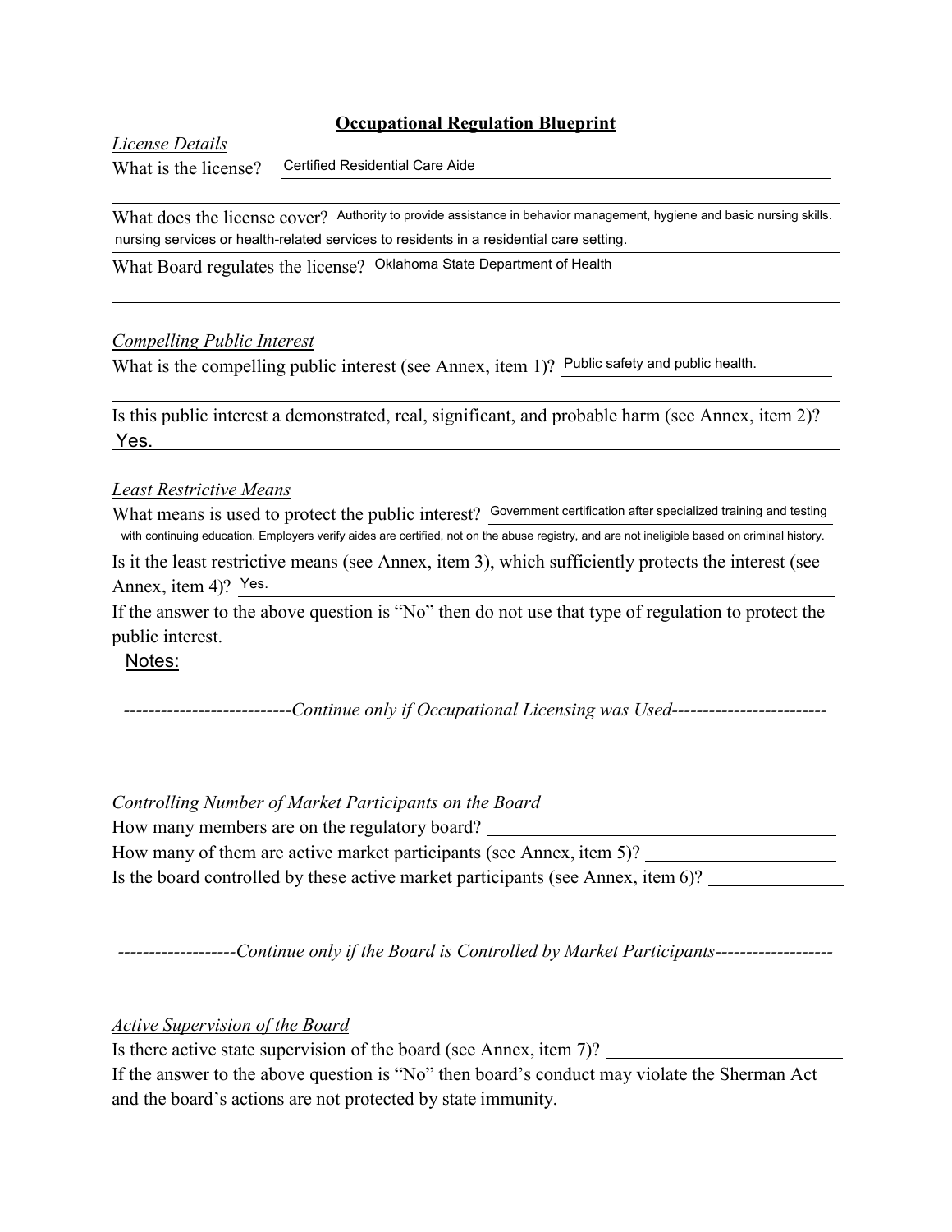# Occupational Regulation Blueprint

*License Details*

What is the license? Certified Residential Care Aide

What does the license cover? Authority to provide assistance in behavior management, hygiene and basic nursing skills. nursing services or health-related services to residents in a residential care setting.

What Board regulates the license? Oklahoma State Department of Health

*Compelling Public Interest*

What is the compelling public interest (see Annex, item 1)? Public safety and public health.

Is this public interest a demonstrated, real, significant, and probable harm (see Annex, item 2)? Yes.

*Least Restrictive Means*

What means is used to protect the public interest? Government certification after specialized training and testing with continuing education. Employers verify aides are certified, not on the abuse registry, and are not ineligible based on criminal history.

Is it the least restrictive means (see Annex, item 3), which sufficiently protects the interest (see Annex, item 4)? Yes.

If the answer to the above question is "No" then do not use that type of regulation to protect the public interest.

Notes:

---------------------------*Continue only if Occupational Licensing was Used*-------------------------

*Controlling Number of Market Participants on the Board*

How many members are on the regulatory board? ______

How many of them are active market participants (see Annex, item 5)? ______

Is the board controlled by these active market participants (see Annex, item 6)? ______

-------------------*Continue only if the Board is Controlled by Market Participants*-------------------

*Active Supervision of the Board*

Is there active state supervision of the board (see Annex, item 7)? ______

If the answer to the above question is "No" then board's conduct may violate the Sherman Act and the board's actions are not protected by state immunity.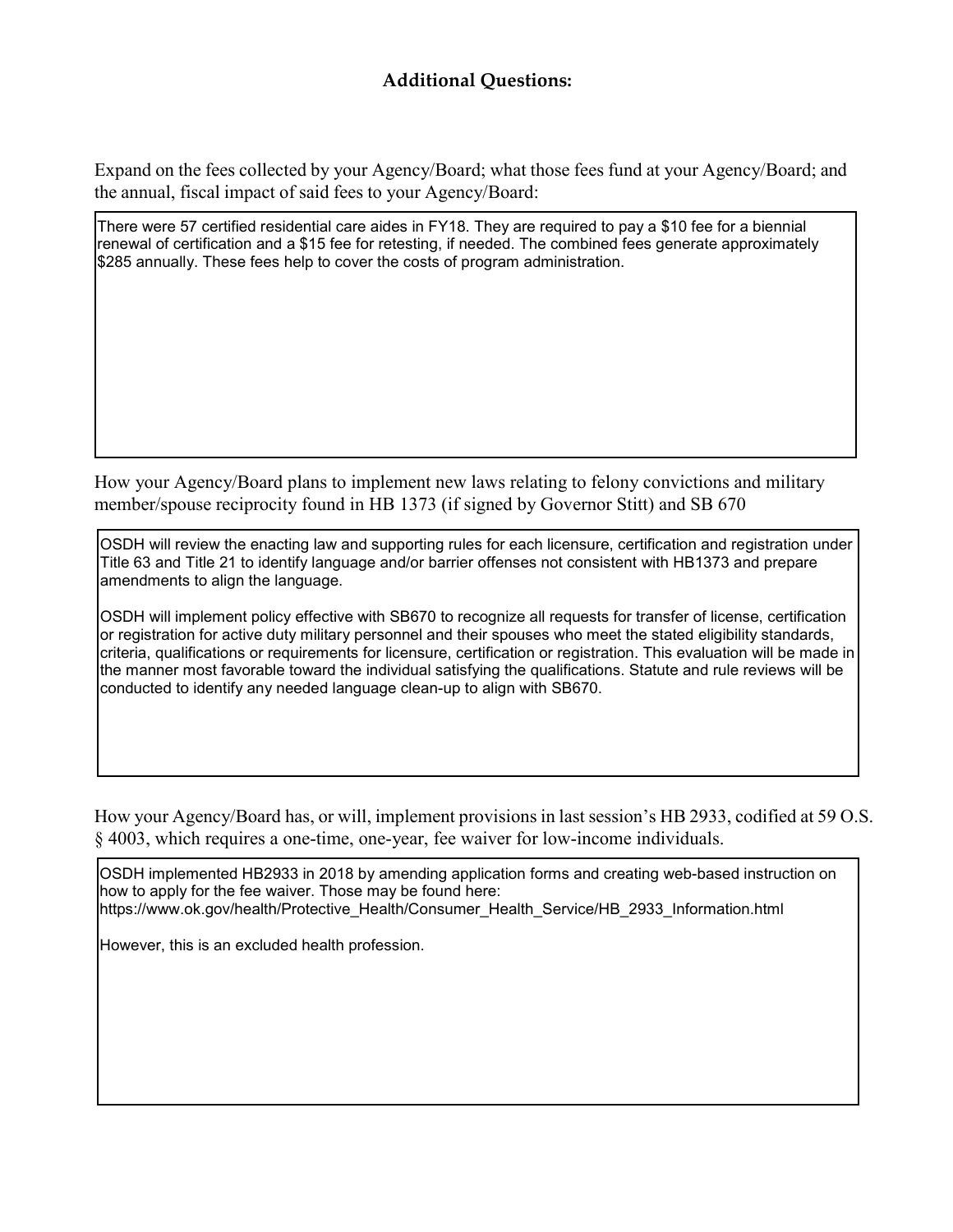### Additional Questions:

Expand on the fees collected by your Agency/Board; what those fees fund at your Agency/Board; and the annual, fiscal impact of said fees to your Agency/Board:

There were 57 certified residential care aides in FY18. They are required to pay a $10 fee for a biennial renewal of certification and a $15 fee for retesting, if needed. The combined fees generate approximately $285 annually. These fees help to cover the costs of program administration.

How your Agency/Board plans to implement new laws relating to felony convictions and military member/spouse reciprocity found in HB 1373 (if signed by Governor Stitt) and SB 670

OSDH will review the enacting law and supporting rules for each licensure, certification and registration under Title 63 and Title 21 to identify language and/or barrier offenses not consistent with HB1373 and prepare amendments to align the language.

OSDH will implement policy effective with SB670 to recognize all requests for transfer of license, certification or registration for active duty military personnel and their spouses who meet the stated eligibility standards, criteria, qualifications or requirements for licensure, certification or registration. This evaluation will be made in the manner most favorable toward the individual satisfying the qualifications. Statute and rule reviews will be conducted to identify any needed language clean-up to align with SB670.

How your Agency/Board has, or will, implement provisions in last session's HB 2933, codified at 59 O.S. § 4003, which requires a one-time, one-year, fee waiver for low-income individuals.

OSDH implemented HB2933 in 2018 by amending application forms and creating web-based instruction on how to apply for the fee waiver. Those may be found here:
https://www.ok.gov/health/Protective_Health/Consumer_Health_Service/HB_2933_Information.html

However, this is an excluded health profession.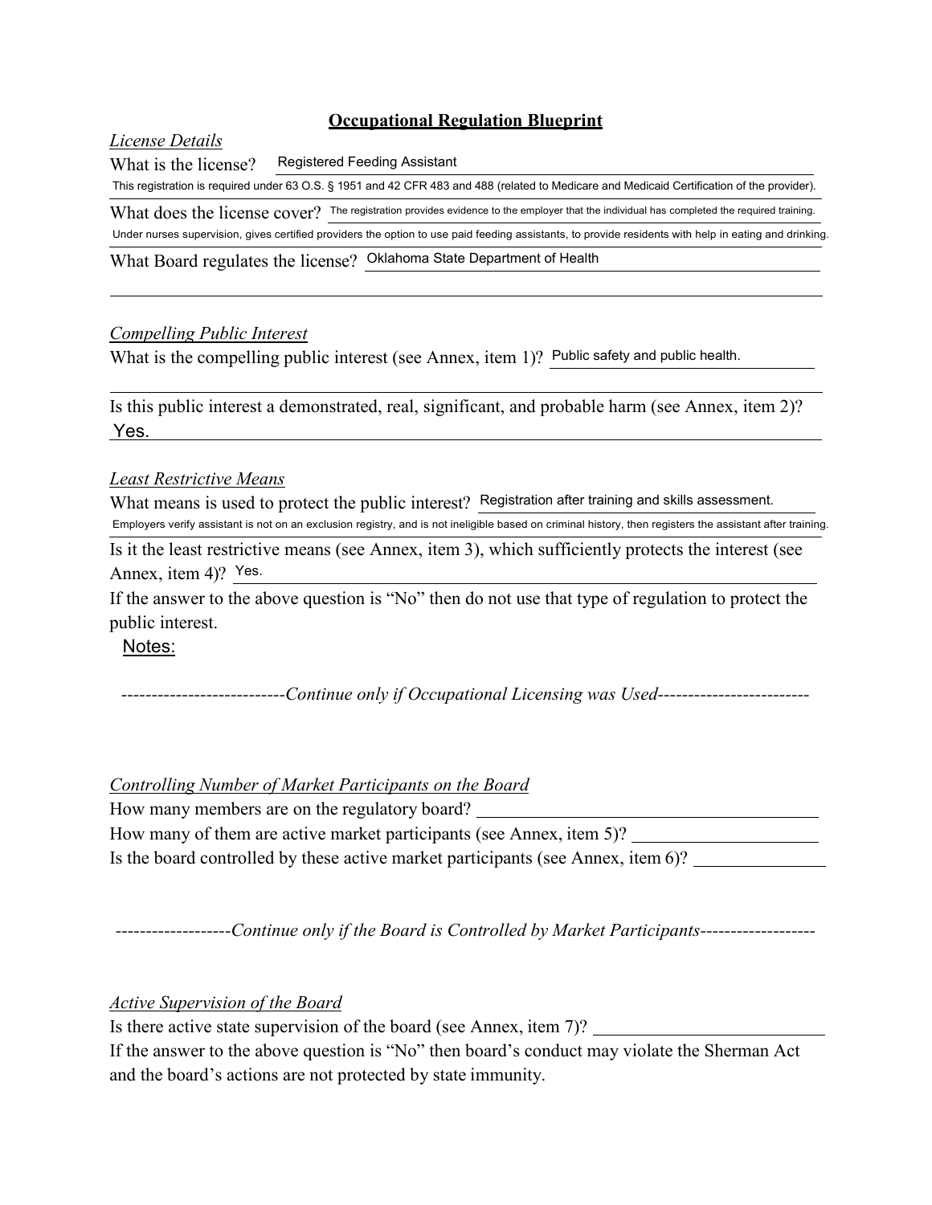# Occupational Regulation Blueprint

*License Details*

What is the license? Registered Feeding Assistant

This registration is required under 63 O.S. § 1951 and 42 CFR 483 and 488 (related to Medicare and Medicaid Certification of the provider).

What does the license cover? The registration provides evidence to the employer that the individual has completed the required training.

Under nurses supervision, gives certified providers the option to use paid feeding assistants, to provide residents with help in eating and drinking.

What Board regulates the license? Oklahoma State Department of Health

*Compelling Public Interest*

What is the compelling public interest (see Annex, item 1)? Public safety and public health.

Is this public interest a demonstrated, real, significant, and probable harm (see Annex, item 2)?
Yes.

*Least Restrictive Means*

What means is used to protect the public interest? Registration after training and skills assessment.

Employers verify assistant is not on an exclusion registry, and is not ineligible based on criminal history, then registers the assistant after training.

Is it the least restrictive means (see Annex, item 3), which sufficiently protects the interest (see Annex, item 4)? Yes.

If the answer to the above question is "No" then do not use that type of regulation to protect the public interest.

Notes:

---------------------------*Continue only if Occupational Licensing was Used*-------------------------

*Controlling Number of Market Participants on the Board*

How many members are on the regulatory board? ______

How many of them are active market participants (see Annex, item 5)? ______

Is the board controlled by these active market participants (see Annex, item 6)? ______

-------------------*Continue only if the Board is Controlled by Market Participants*-------------------

*Active Supervision of the Board*

Is there active state supervision of the board (see Annex, item 7)? ______

If the answer to the above question is "No" then board's conduct may violate the Sherman Act and the board's actions are not protected by state immunity.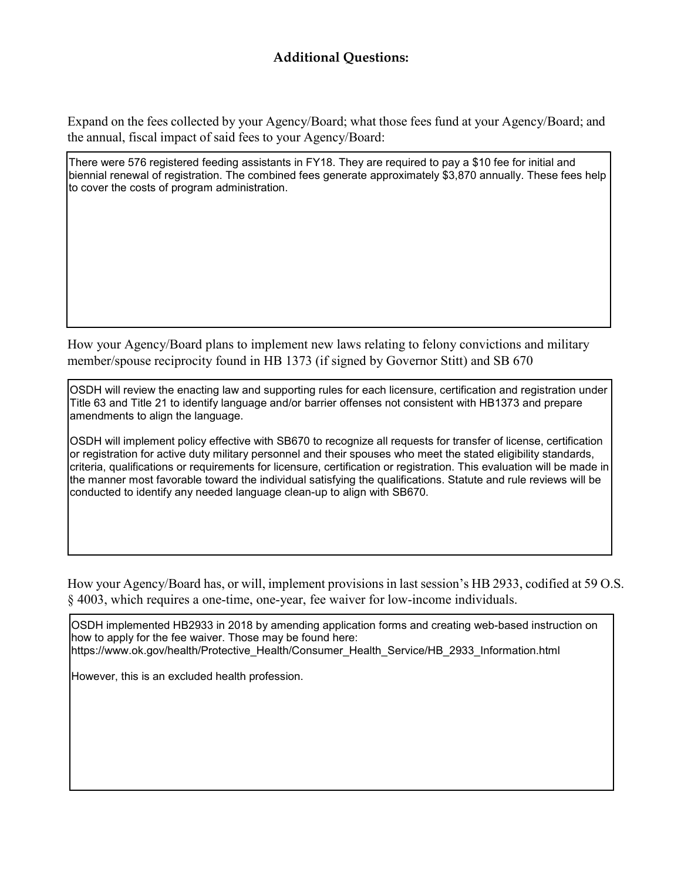## Additional Questions:

Expand on the fees collected by your Agency/Board; what those fees fund at your Agency/Board; and the annual, fiscal impact of said fees to your Agency/Board:

There were 576 registered feeding assistants in FY18. They are required to pay a $10 fee for initial and biennial renewal of registration. The combined fees generate approximately $3,870 annually. These fees help to cover the costs of program administration.

How your Agency/Board plans to implement new laws relating to felony convictions and military member/spouse reciprocity found in HB 1373 (if signed by Governor Stitt) and SB 670

OSDH will review the enacting law and supporting rules for each licensure, certification and registration under Title 63 and Title 21 to identify language and/or barrier offenses not consistent with HB1373 and prepare amendments to align the language.

OSDH will implement policy effective with SB670 to recognize all requests for transfer of license, certification or registration for active duty military personnel and their spouses who meet the stated eligibility standards, criteria, qualifications or requirements for licensure, certification or registration. This evaluation will be made in the manner most favorable toward the individual satisfying the qualifications. Statute and rule reviews will be conducted to identify any needed language clean-up to align with SB670.

How your Agency/Board has, or will, implement provisions in last session's HB 2933, codified at 59 O.S. § 4003, which requires a one-time, one-year, fee waiver for low-income individuals.

OSDH implemented HB2933 in 2018 by amending application forms and creating web-based instruction on how to apply for the fee waiver. Those may be found here:
https://www.ok.gov/health/Protective_Health/Consumer_Health_Service/HB_2933_Information.html

However, this is an excluded health profession.